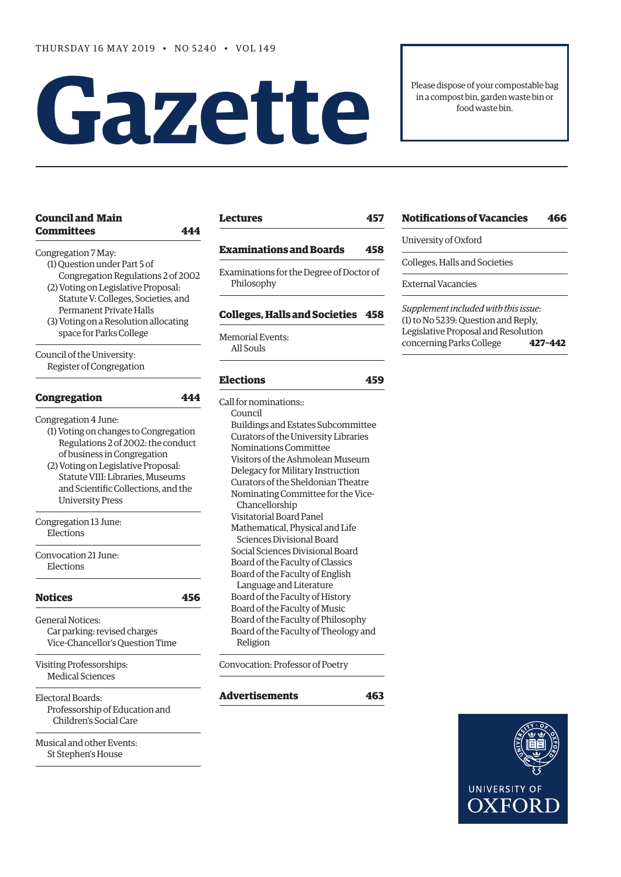THURSDAY 16 MAY 2019 • NO 5240 • VOL 149

# Gazette

Please dispose of your compostable bag in a compost bin, garden waste bin or food waste bin.

**Council and Main Committees** 444

Congregation 7 May:
- (1) Question under Part 5 of Congregation Regulations 2 of 2002
- (2) Voting on Legislative Proposal: Statute V: Colleges, Societies, and Permanent Private Halls
- (3) Voting on a Resolution allocating space for Parks College

Council of the University:
- Register of Congregation

**Congregation** 444

Congregation 4 June:
- (1) Voting on changes to Congregation Regulations 2 of 2002: the conduct of business in Congregation
- (2) Voting on Legislative Proposal: Statute VIII: Libraries, Museums and Scientific Collections, and the University Press

Congregation 13 June:
- Elections

Convocation 21 June:
- Elections

**Notices** 456

General Notices:
- Car parking: revised charges
- Vice-Chancellor's Question Time

Visiting Professorships:
- Medical Sciences

Electoral Boards:
- Professorship of Education and Children's Social Care

Musical and other Events:
- St Stephen's House

**Lectures** 457

**Examinations and Boards** 458

Examinations for the Degree of Doctor of Philosophy

**Colleges, Halls and Societies** 458

Memorial Events:
- All Souls

**Elections** 459

Call for nominations::
- Council
- Buildings and Estates Subcommittee
- Curators of the University Libraries
- Nominations Committee
- Visitors of the Ashmolean Museum
- Delegacy for Military Instruction
- Curators of the Sheldonian Theatre
- Nominating Committee for the Vice-Chancellorship
- Visitatorial Board Panel
- Mathematical, Physical and Life Sciences Divisional Board
- Social Sciences Divisional Board
- Board of the Faculty of Classics
- Board of the Faculty of English Language and Literature
- Board of the Faculty of History
- Board of the Faculty of Music
- Board of the Faculty of Philosophy
- Board of the Faculty of Theology and Religion

Convocation: Professor of Poetry

**Advertisements** 463

**Notifications of Vacancies** 466

University of Oxford

Colleges, Halls and Societies

External Vacancies

*Supplement included with this issue*:
(1) to No 5239: Question and Reply, Legislative Proposal and Resolution concerning Parks College **427–442**

UNIVERSITY OF OXFORD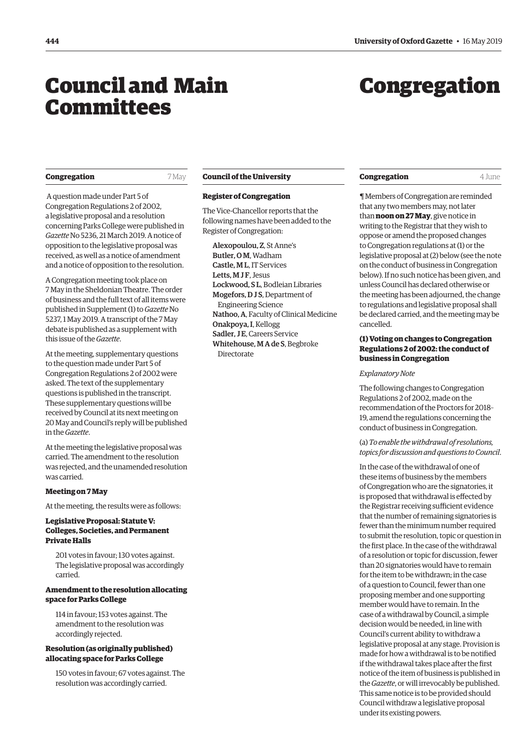# Council and Main Committees

## Congregation

7 May

A question made under Part 5 of Congregation Regulations 2 of 2002, a legislative proposal and a resolution concerning Parks College were published in *Gazette* No 5236, 21 March 2019. A notice of opposition to the legislative proposal was received, as well as a notice of amendment and a notice of opposition to the resolution.

A Congregation meeting took place on 7 May in the Sheldonian Theatre. The order of business and the full text of all items were published in Supplement (1) to *Gazette* No 5237, 1 May 2019. A transcript of the 7 May debate is published as a supplement with this issue of the *Gazette*.

At the meeting, supplementary questions to the question made under Part 5 of Congregation Regulations 2 of 2002 were asked. The text of the supplementary questions is published in the transcript. These supplementary questions will be received by Council at its next meeting on 20 May and Council's reply will be published in the *Gazette*.

At the meeting the legislative proposal was carried. The amendment to the resolution was rejected, and the unamended resolution was carried.

**Meeting on 7 May**

At the meeting, the results were as follows:

**Legislative Proposal: Statute V: Colleges, Societies, and Permanent Private Halls**

201 votes in favour; 130 votes against. The legislative proposal was accordingly carried.

**Amendment to the resolution allocating space for Parks College**

114 in favour; 153 votes against. The amendment to the resolution was accordingly rejected.

**Resolution (as originally published) allocating space for Parks College**

150 votes in favour; 67 votes against. The resolution was accordingly carried.

## Council of the University

**Register of Congregation**

The Vice-Chancellor reports that the following names have been added to the Register of Congregation:

**Alexopoulou, Z**, St Anne's
**Butler, O M**, Wadham
**Castle, M L**, IT Services
**Letts, M J F**, Jesus
**Lockwood, S L**, Bodleian Libraries
**Mogefors, D J S**, Department of Engineering Science
**Nathoo, A**, Faculty of Clinical Medicine
**Onakpoya, I**, Kellogg
**Sadler, J E**, Careers Service
**Whitehouse, M A de S**, Begbroke Directorate

# Congregation

## Congregation

4 June

¶ Members of Congregation are reminded that any two members may, not later than **noon on 27 May**, give notice in writing to the Registrar that they wish to oppose or amend the proposed changes to Congregation regulations at (1) or the legislative proposal at (2) below (see the note on the conduct of business in Congregation below). If no such notice has been given, and unless Council has declared otherwise or the meeting has been adjourned, the change to regulations and legislative proposal shall be declared carried, and the meeting may be cancelled.

**(1) Voting on changes to Congregation Regulations 2 of 2002: the conduct of business in Congregation**

*Explanatory Note*

The following changes to Congregation Regulations 2 of 2002, made on the recommendation of the Proctors for 2018–19, amend the regulations concerning the conduct of business in Congregation.

(a) *To enable the withdrawal of resolutions, topics for discussion and questions to Council*.

In the case of the withdrawal of one of these items of business by the members of Congregation who are the signatories, it is proposed that withdrawal is effected by the Registrar receiving sufficient evidence that the number of remaining signatories is fewer than the minimum number required to submit the resolution, topic or question in the first place. In the case of the withdrawal of a resolution or topic for discussion, fewer than 20 signatories would have to remain for the item to be withdrawn; in the case of a question to Council, fewer than one proposing member and one supporting member would have to remain. In the case of a withdrawal by Council, a simple decision would be needed, in line with Council's current ability to withdraw a legislative proposal at any stage. Provision is made for how a withdrawal is to be notified if the withdrawal takes place after the first notice of the item of business is published in the *Gazette*, or will irrevocably be published. This same notice is to be provided should Council withdraw a legislative proposal under its existing powers.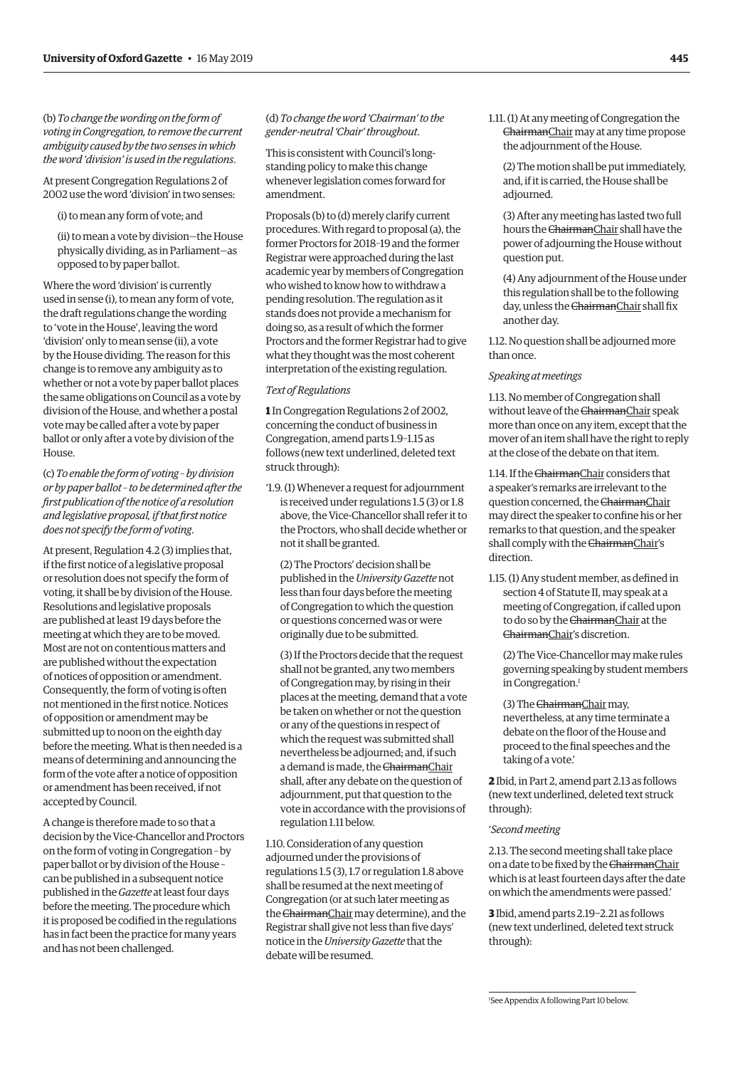(b) *To change the wording on the form of voting in Congregation, to remove the current ambiguity caused by the two senses in which the word 'division' is used in the regulations.*

At present Congregation Regulations 2 of 2002 use the word 'division' in two senses:

(i) to mean any form of vote; and

(ii) to mean a vote by division—the House physically dividing, as in Parliament—as opposed to by paper ballot.

Where the word 'division' is currently used in sense (i), to mean any form of vote, the draft regulations change the wording to 'vote in the House', leaving the word 'division' only to mean sense (ii), a vote by the House dividing. The reason for this change is to remove any ambiguity as to whether or not a vote by paper ballot places the same obligations on Council as a vote by division of the House, and whether a postal vote may be called after a vote by paper ballot or only after a vote by division of the House.

(c) *To enable the form of voting – by division or by paper ballot – to be determined after the first publication of the notice of a resolution and legislative proposal, if that first notice does not specify the form of voting.*

At present, Regulation 4.2 (3) implies that, if the first notice of a legislative proposal or resolution does not specify the form of voting, it shall be by division of the House. Resolutions and legislative proposals are published at least 19 days before the meeting at which they are to be moved. Most are not on contentious matters and are published without the expectation of notices of opposition or amendment. Consequently, the form of voting is often not mentioned in the first notice. Notices of opposition or amendment may be submitted up to noon on the eighth day before the meeting. What is then needed is a means of determining and announcing the form of the vote after a notice of opposition or amendment has been received, if not accepted by Council.

A change is therefore made to so that a decision by the Vice-Chancellor and Proctors on the form of voting in Congregation – by paper ballot or by division of the House – can be published in a subsequent notice published in the *Gazette* at least four days before the meeting. The procedure which it is proposed be codified in the regulations has in fact been the practice for many years and has not been challenged.

(d) *To change the word 'Chairman' to the gender-neutral 'Chair' throughout.*

This is consistent with Council's long-standing policy to make this change whenever legislation comes forward for amendment.

Proposals (b) to (d) merely clarify current procedures. With regard to proposal (a), the former Proctors for 2018–19 and the former Registrar were approached during the last academic year by members of Congregation who wished to know how to withdraw a pending resolution. The regulation as it stands does not provide a mechanism for doing so, as a result of which the former Proctors and the former Registrar had to give what they thought was the most coherent interpretation of the existing regulation.

*Text of Regulations*

**1** In Congregation Regulations 2 of 2002, concerning the conduct of business in Congregation, amend parts 1.9–1.15 as follows (new text underlined, deleted text struck through):

'1.9. (1) Whenever a request for adjournment is received under regulations 1.5 (3) or 1.8 above, the Vice-Chancellor shall refer it to the Proctors, who shall decide whether or not it shall be granted.

(2) The Proctors' decision shall be published in the *University Gazette* not less than four days before the meeting of Congregation to which the question or questions concerned was or were originally due to be submitted.

(3) If the Proctors decide that the request shall not be granted, any two members of Congregation may, by rising in their places at the meeting, demand that a vote be taken on whether or not the question or any of the questions in respect of which the request was submitted shall nevertheless be adjourned; and, if such a demand is made, the ~~Chairman~~<u>Chair</u> shall, after any debate on the question of adjournment, put that question to the vote in accordance with the provisions of regulation 1.11 below.

1.10. Consideration of any question adjourned under the provisions of regulations 1.5 (3), 1.7 or regulation 1.8 above shall be resumed at the next meeting of Congregation (or at such later meeting as the ~~Chairman~~<u>Chair</u> may determine), and the Registrar shall give not less than five days' notice in the *University Gazette* that the debate will be resumed.

1.11. (1) At any meeting of Congregation the ~~Chairman~~<u>Chair</u> may at any time propose the adjournment of the House.

(2) The motion shall be put immediately, and, if it is carried, the House shall be adjourned.

(3) After any meeting has lasted two full hours the ~~Chairman~~<u>Chair</u> shall have the power of adjourning the House without question put.

(4) Any adjournment of the House under this regulation shall be to the following day, unless the ~~Chairman~~<u>Chair</u> shall fix another day.

1.12. No question shall be adjourned more than once.

*Speaking at meetings*

1.13. No member of Congregation shall without leave of the ~~Chairman~~<u>Chair</u> speak more than once on any item, except that the mover of an item shall have the right to reply at the close of the debate on that item.

1.14. If the ~~Chairman~~<u>Chair</u> considers that a speaker's remarks are irrelevant to the question concerned, the ~~Chairman~~<u>Chair</u> may direct the speaker to confine his or her remarks to that question, and the speaker shall comply with the ~~Chairman~~<u>Chair</u>'s direction.

1.15. (1) Any student member, as defined in section 4 of Statute II, may speak at a meeting of Congregation, if called upon to do so by the ~~Chairman~~<u>Chair</u> at the ~~Chairman~~<u>Chair</u>'s discretion.

(2) The Vice-Chancellor may make rules governing speaking by student members in Congregation.[1]

(3) The ~~Chairman~~<u>Chair</u> may, nevertheless, at any time terminate a debate on the floor of the House and proceed to the final speeches and the taking of a vote.'

**2** Ibid, in Part 2, amend part 2.13 as follows (new text underlined, deleted text struck through):

'*Second meeting*

2.13. The second meeting shall take place on a date to be fixed by the ~~Chairman~~<u>Chair</u> which is at least fourteen days after the date on which the amendments were passed.'

**3** Ibid, amend parts 2.19–2.21 as follows (new text underlined, deleted text struck through):

---

[1] See Appendix A following Part 10 below.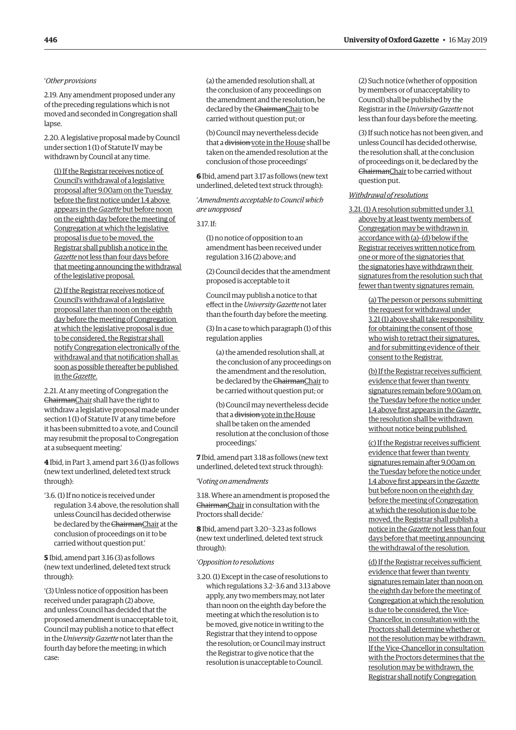'*Other provisions*

2.19. Any amendment proposed under any of the preceding regulations which is not moved and seconded in Congregation shall lapse.

2.20. A legislative proposal made by Council under section 1 (1) of Statute IV may be withdrawn by Council at any time.

<u>(1) If the Registrar receives notice of Council's withdrawal of a legislative proposal after 9.00am on the Tuesday before the first notice under 1.4 above appears in the *Gazette* but before noon on the eighth day before the meeting of Congregation at which the legislative proposal is due to be moved, the Registrar shall publish a notice in the *Gazette* not less than four days before that meeting announcing the withdrawal of the legislative proposal.</u>

<u>(2) If the Registrar receives notice of Council's withdrawal of a legislative proposal later than noon on the eighth day before the meeting of Congregation at which the legislative proposal is due to be considered, the Registrar shall notify Congregation electronically of the withdrawal and that notification shall as soon as possible thereafter be published in the *Gazette*.</u>

2.21. At any meeting of Congregation the ~~Chairman~~<u>Chair</u> shall have the right to withdraw a legislative proposal made under section 1 (1) of Statute IV at any time before it has been submitted to a vote, and Council may resubmit the proposal to Congregation at a subsequent meeting.'

**4** Ibid, in Part 3, amend part 3.6 (1) as follows (new text underlined, deleted text struck through):

'3.6. (1) If no notice is received under regulation 3.4 above, the resolution shall unless Council has decided otherwise be declared by the ~~Chairman~~<u>Chair</u> at the conclusion of proceedings on it to be carried without question put.'

**5** Ibid, amend part 3.16 (3) as follows (new text underlined, deleted text struck through):

'(3) Unless notice of opposition has been received under paragraph (2) above, and unless Council has decided that the proposed amendment is unacceptable to it, Council may publish a notice to that effect in the *University Gazette* not later than the fourth day before the meeting; in which case:

(a) the amended resolution shall, at the conclusion of any proceedings on the amendment and the resolution, be declared by the ~~Chairman~~<u>Chair</u> to be carried without question put; or

(b) Council may nevertheless decide that a ~~division~~ <u>vote in the House</u> shall be taken on the amended resolution at the conclusion of those proceedings'

**6** Ibid, amend part 3.17 as follows (new text underlined, deleted text struck through):

'*Amendments acceptable to Council which are unopposed*

3.17. If:

(1) no notice of opposition to an amendment has been received under regulation 3.16 (2) above; and

(2) Council decides that the amendment proposed is acceptable to it

Council may publish a notice to that effect in the *University Gazette* not later than the fourth day before the meeting.

(3) In a case to which paragraph (1) of this regulation applies

(a) the amended resolution shall, at the conclusion of any proceedings on the amendment and the resolution, be declared by the ~~Chairman~~<u>Chair</u> to be carried without question put; or

(b) Council may nevertheless decide that a ~~division~~ <u>vote in the House</u> shall be taken on the amended resolution at the conclusion of those proceedings.'

**7** Ibid, amend part 3.18 as follows (new text underlined, deleted text struck through):

'*Voting on amendments*

3.18. Where an amendment is proposed the ~~Chairman~~<u>Chair</u> in consultation with the Proctors shall decide:'

**8** Ibid, amend part 3.20–3.23 as follows (new text underlined, deleted text struck through):

'*Opposition to resolutions*

3.20. (1) Except in the case of resolutions to which regulations 3.2–3.6 and 3.13 above apply, any two members may, not later than noon on the eighth day before the meeting at which the resolution is to be moved, give notice in writing to the Registrar that they intend to oppose the resolution; or Council may instruct the Registrar to give notice that the resolution is unacceptable to Council.

(2) Such notice (whether of opposition by members or of unacceptability to Council) shall be published by the Registrar in the *University Gazette* not less than four days before the meeting.

(3) If such notice has not been given, and unless Council has decided otherwise, the resolution shall, at the conclusion of proceedings on it, be declared by the ~~Chairman~~<u>Chair</u> to be carried without question put.

<u>*Withdrawal of resolutions*</u>

<u>3.21. (1) A resolution submitted under 3.1 above by at least twenty members of Congregation may be withdrawn in accordance with (a)–(d) below if the Registrar receives written notice from one or more of the signatories that the signatories have withdrawn their signatures from the resolution such that fewer than twenty signatures remain.</u>

<u>(a) The person or persons submitting the request for withdrawal under 3.21 (1) above shall take responsibility for obtaining the consent of those who wish to retract their signatures, and for submitting evidence of their consent to the Registrar.</u>

<u>(b) If the Registrar receives sufficient evidence that fewer than twenty signatures remain before 9.00am on the Tuesday before the notice under 1.4 above first appears in the *Gazette*, the resolution shall be withdrawn without notice being published.</u>

<u>(c) If the Registrar receives sufficient evidence that fewer than twenty signatures remain after 9.00am on the Tuesday before the notice under 1.4 above first appears in the *Gazette* but before noon on the eighth day before the meeting of Congregation at which the resolution is due to be moved, the Registrar shall publish a notice in the *Gazette* not less than four days before that meeting announcing the withdrawal of the resolution.</u>

<u>(d) If the Registrar receives sufficient evidence that fewer than twenty signatures remain later than noon on the eighth day before the meeting of Congregation at which the resolution is due to be considered, the Vice-Chancellor, in consultation with the Proctors shall determine whether or not the resolution may be withdrawn. If the Vice-Chancellor in consultation with the Proctors determines that the resolution may be withdrawn, the Registrar shall notify Congregation</u>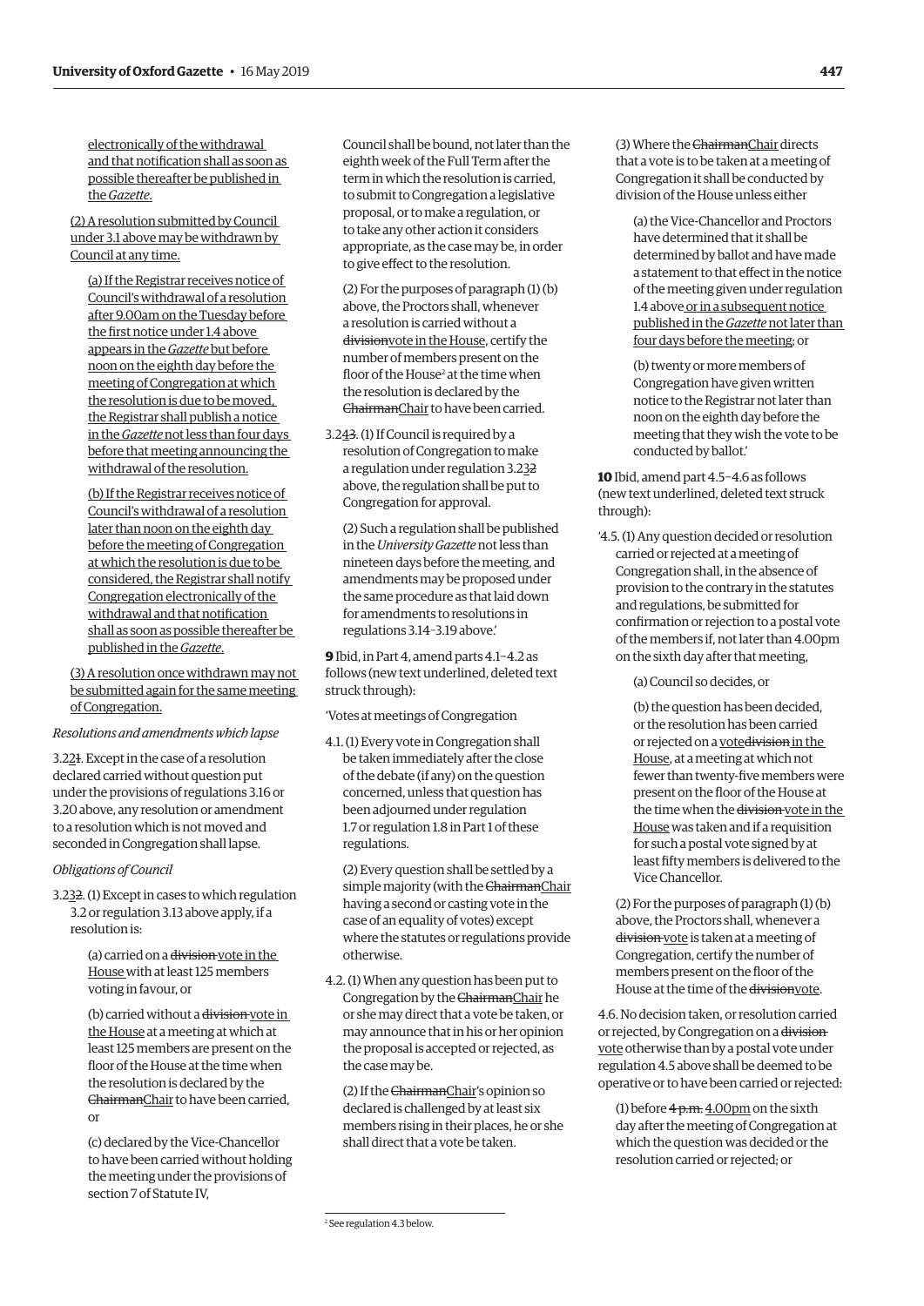electronically of the withdrawal and that notification shall as soon as possible thereafter be published in the *Gazette*.

(2) A resolution submitted by Council under 3.1 above may be withdrawn by Council at any time.

(a) If the Registrar receives notice of Council's withdrawal of a resolution after 9.00am on the Tuesday before the first notice under 1.4 above appears in the *Gazette* but before noon on the eighth day before the meeting of Congregation at which the resolution is due to be moved, the Registrar shall publish a notice in the *Gazette* not less than four days before that meeting announcing the withdrawal of the resolution.

(b) If the Registrar receives notice of Council's withdrawal of a resolution later than noon on the eighth day before the meeting of Congregation at which the resolution is due to be considered, the Registrar shall notify Congregation electronically of the withdrawal and that notification shall as soon as possible thereafter be published in the *Gazette*.

(3) A resolution once withdrawn may not be submitted again for the same meeting of Congregation.

*Resolutions and amendments which lapse*

3.2~~2~~1. Except in the case of a resolution declared carried without question put under the provisions of regulations 3.16 or 3.20 above, any resolution or amendment to a resolution which is not moved and seconded in Congregation shall lapse.

*Obligations of Council*

3.2~~3~~2. (1) Except in cases to which regulation 3.2 or regulation 3.13 above apply, if a resolution is:

(a) carried on a ~~division~~ vote in the House with at least 125 members voting in favour, or

(b) carried without a ~~division~~ vote in the House at a meeting at which at least 125 members are present on the floor of the House at the time when the resolution is declared by the ~~Chairman~~Chair to have been carried, or

(c) declared by the Vice-Chancellor to have been carried without holding the meeting under the provisions of section 7 of Statute IV,

Council shall be bound, not later than the eighth week of the Full Term after the term in which the resolution is carried, to submit to Congregation a legislative proposal, or to make a regulation, or to take any other action it considers appropriate, as the case may be, in order to give effect to the resolution.

(2) For the purposes of paragraph (1) (b) above, the Proctors shall, whenever a resolution is carried without a ~~division~~vote in the House, certify the number of members present on the floor of the House[2] at the time when the resolution is declared by the ~~Chairman~~Chair to have been carried.

3.2~~4~~3. (1) If Council is required by a resolution of Congregation to make a regulation under regulation 3.2~~3~~2 above, the regulation shall be put to Congregation for approval.

(2) Such a regulation shall be published in the *University Gazette* not less than nineteen days before the meeting, and amendments may be proposed under the same procedure as that laid down for amendments to resolutions in regulations 3.14–3.19 above.'

**9** Ibid, in Part 4, amend parts 4.1–4.2 as follows (new text underlined, deleted text struck through):

'Votes at meetings of Congregation

4.1. (1) Every vote in Congregation shall be taken immediately after the close of the debate (if any) on the question concerned, unless that question has been adjourned under regulation 1.7 or regulation 1.8 in Part 1 of these regulations.

(2) Every question shall be settled by a simple majority (with the ~~Chairman~~Chair having a second or casting vote in the case of an equality of votes) except where the statutes or regulations provide otherwise.

4.2. (1) When any question has been put to Congregation by the ~~Chairman~~Chair he or she may direct that a vote be taken, or may announce that in his or her opinion the proposal is accepted or rejected, as the case may be.

(2) If the ~~Chairman~~Chair's opinion so declared is challenged by at least six members rising in their places, he or she shall direct that a vote be taken.

(3) Where the ~~Chairman~~Chair directs that a vote is to be taken at a meeting of Congregation it shall be conducted by division of the House unless either

(a) the Vice-Chancellor and Proctors have determined that it shall be determined by ballot and have made a statement to that effect in the notice of the meeting given under regulation 1.4 above or in a subsequent notice published in the *Gazette* not later than four days before the meeting; or

(b) twenty or more members of Congregation have given written notice to the Registrar not later than noon on the eighth day before the meeting that they wish the vote to be conducted by ballot.'

**10** Ibid, amend part 4.5–4.6 as follows (new text underlined, deleted text struck through):

'4.5. (1) Any question decided or resolution carried or rejected at a meeting of Congregation shall, in the absence of provision to the contrary in the statutes and regulations, be submitted for confirmation or rejection to a postal vote of the members if, not later than 4.00pm on the sixth day after that meeting,

(a) Council so decides, or

(b) the question has been decided, or the resolution has been carried or rejected on a vote~~division~~ in the House, at a meeting at which not fewer than twenty-five members were present on the floor of the House at the time when the ~~division~~ vote in the House was taken and if a requisition for such a postal vote signed by at least fifty members is delivered to the Vice Chancellor.

(2) For the purposes of paragraph (1) (b) above, the Proctors shall, whenever a ~~division~~ vote is taken at a meeting of Congregation, certify the number of members present on the floor of the House at the time of the ~~division~~vote.

4.6. No decision taken, or resolution carried or rejected, by Congregation on a ~~division~~ vote otherwise than by a postal vote under regulation 4.5 above shall be deemed to be operative or to have been carried or rejected:

(1) before ~~4 p.m.~~ 4.00pm on the sixth day after the meeting of Congregation at which the question was decided or the resolution carried or rejected; or

[2] See regulation 4.3 below.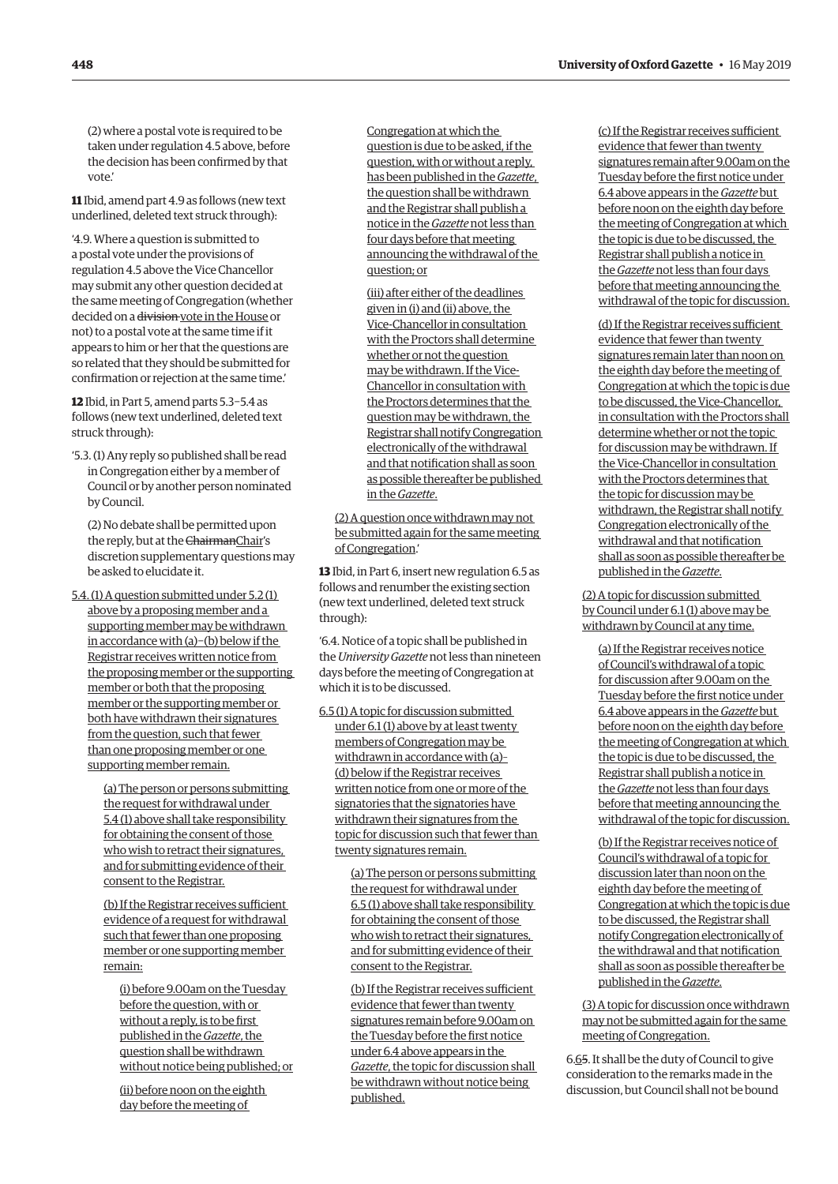(2) where a postal vote is required to be taken under regulation 4.5 above, before the decision has been confirmed by that vote.'

**11** Ibid, amend part 4.9 as follows (new text underlined, deleted text struck through):

'4.9. Where a question is submitted to a postal vote under the provisions of regulation 4.5 above the Vice Chancellor may submit any other question decided at the same meeting of Congregation (whether decided on a ~~division~~ vote in the House or not) to a postal vote at the same time if it appears to him or her that the questions are so related that they should be submitted for confirmation or rejection at the same time.'

**12** Ibid, in Part 5, amend parts 5.3–5.4 as follows (new text underlined, deleted text struck through):

'5.3. (1) Any reply so published shall be read in Congregation either by a member of Council or by another person nominated by Council.

(2) No debate shall be permitted upon the reply, but at the ~~Chairman~~Chair's discretion supplementary questions may be asked to elucidate it.

5.4. (1) A question submitted under 5.2 (1) above by a proposing member and a supporting member may be withdrawn in accordance with (a)–(b) below if the Registrar receives written notice from the proposing member or the supporting member or both that the proposing member or the supporting member or both have withdrawn their signatures from the question, such that fewer than one proposing member or one supporting member remain.

(a) The person or persons submitting the request for withdrawal under 5.4 (1) above shall take responsibility for obtaining the consent of those who wish to retract their signatures, and for submitting evidence of their consent to the Registrar.

(b) If the Registrar receives sufficient evidence of a request for withdrawal such that fewer than one proposing member or one supporting member remain:

(i) before 9.00am on the Tuesday before the question, with or without a reply, is to be first published in the *Gazette*, the question shall be withdrawn without notice being published; or

(ii) before noon on the eighth day before the meeting of Congregation at which the question is due to be asked, if the question, with or without a reply, has been published in the *Gazette*, the question shall be withdrawn and the Registrar shall publish a notice in the *Gazette* not less than four days before that meeting announcing the withdrawal of the question; or

(iii) after either of the deadlines given in (i) and (ii) above, the Vice-Chancellor in consultation with the Proctors shall determine whether or not the question may be withdrawn. If the Vice-Chancellor in consultation with the Proctors determines that the question may be withdrawn, the Registrar shall notify Congregation electronically of the withdrawal and that notification shall as soon as possible thereafter be published in the *Gazette*.

(2) A question once withdrawn may not be submitted again for the same meeting of Congregation.'

**13** Ibid, in Part 6, insert new regulation 6.5 as follows and renumber the existing section (new text underlined, deleted text struck through):

'6.4. Notice of a topic shall be published in the *University Gazette* not less than nineteen days before the meeting of Congregation at which it is to be discussed.

6.5 (1) A topic for discussion submitted under 6.1 (1) above by at least twenty members of Congregation may be withdrawn in accordance with (a)–(d) below if the Registrar receives written notice from one or more of the signatories that the signatories have withdrawn their signatures from the topic for discussion such that fewer than twenty signatures remain.

(a) The person or persons submitting the request for withdrawal under 6.5 (1) above shall take responsibility for obtaining the consent of those who wish to retract their signatures, and for submitting evidence of their consent to the Registrar.

(b) If the Registrar receives sufficient evidence that fewer than twenty signatures remain before 9.00am on the Tuesday before the first notice under 6.4 above appears in the *Gazette*, the topic for discussion shall be withdrawn without notice being published.

(c) If the Registrar receives sufficient evidence that fewer than twenty signatures remain after 9.00am on the Tuesday before the first notice under 6.4 above appears in the *Gazette* but before noon on the eighth day before the meeting of Congregation at which the topic is due to be discussed, the Registrar shall publish a notice in the *Gazette* not less than four days before that meeting announcing the withdrawal of the topic for discussion.

(d) If the Registrar receives sufficient evidence that fewer than twenty signatures remain later than noon on the eighth day before the meeting of Congregation at which the topic is due to be discussed, the Vice-Chancellor, in consultation with the Proctors shall determine whether or not the topic for discussion may be withdrawn. If the Vice-Chancellor in consultation with the Proctors determines that the topic for discussion may be withdrawn, the Registrar shall notify Congregation electronically of the withdrawal and that notification shall as soon as possible thereafter be published in the *Gazette*.

(2) A topic for discussion submitted by Council under 6.1 (1) above may be withdrawn by Council at any time.

(a) If the Registrar receives notice of Council's withdrawal of a topic for discussion after 9.00am on the Tuesday before the first notice under 6.4 above appears in the *Gazette* but before noon on the eighth day before the meeting of Congregation at which the topic is due to be discussed, the Registrar shall publish a notice in the *Gazette* not less than four days before that meeting announcing the withdrawal of the topic for discussion.

(b) If the Registrar receives notice of Council's withdrawal of a topic for discussion later than noon on the eighth day before the meeting of Congregation at which the topic is due to be discussed, the Registrar shall notify Congregation electronically of the withdrawal and that notification shall as soon as possible thereafter be published in the *Gazette*.

(3) A topic for discussion once withdrawn may not be submitted again for the same meeting of Congregation.

6.~~6~~5. It shall be the duty of Council to give consideration to the remarks made in the discussion, but Council shall not be bound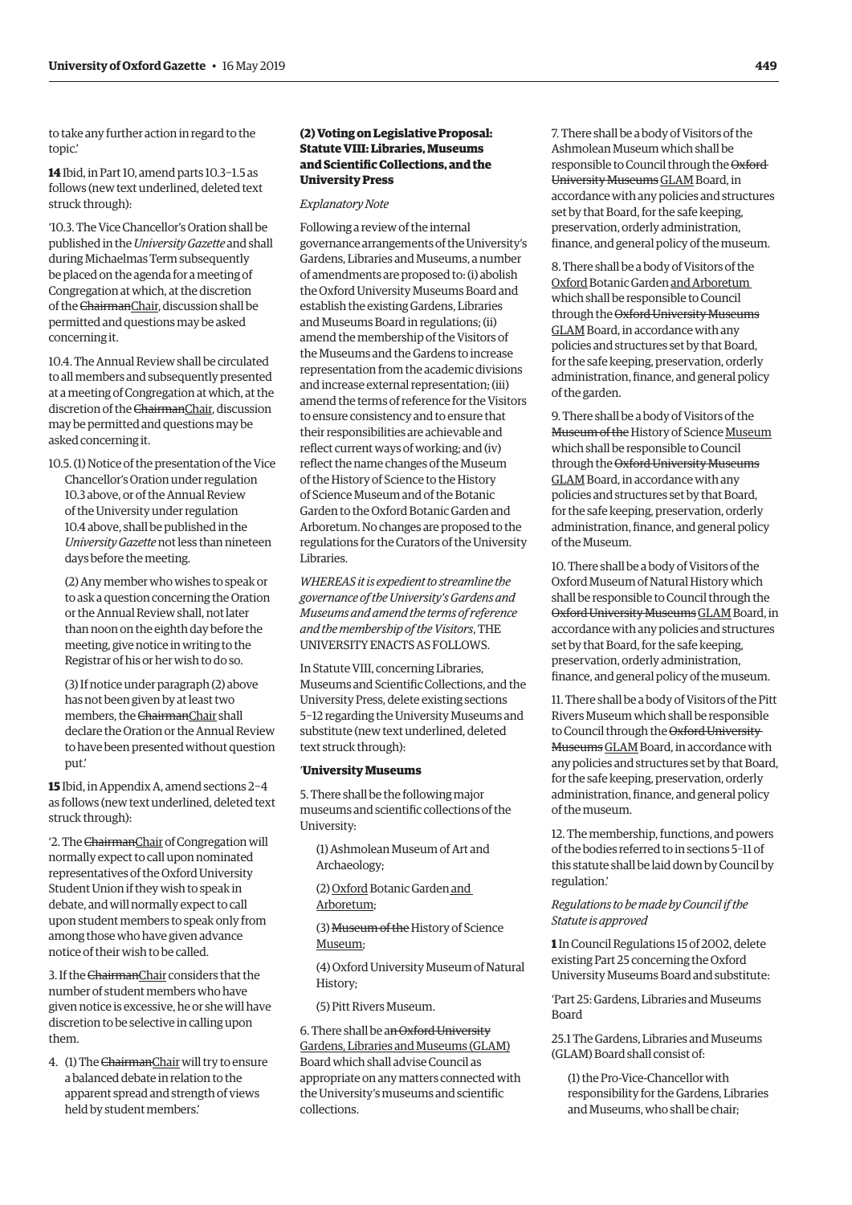to take any further action in regard to the topic.'

**14** Ibid, in Part 10, amend parts 10.3–1.5 as follows (new text underlined, deleted text struck through):

'10.3. The Vice Chancellor's Oration shall be published in the *University Gazette* and shall during Michaelmas Term subsequently be placed on the agenda for a meeting of Congregation at which, at the discretion of the ~~Chairman~~<u>Chair</u>, discussion shall be permitted and questions may be asked concerning it.

10.4. The Annual Review shall be circulated to all members and subsequently presented at a meeting of Congregation at which, at the discretion of the ~~Chairman~~<u>Chair</u>, discussion may be permitted and questions may be asked concerning it.

10.5. (1) Notice of the presentation of the Vice Chancellor's Oration under regulation 10.3 above, or of the Annual Review of the University under regulation 10.4 above, shall be published in the *University Gazette* not less than nineteen days before the meeting.

(2) Any member who wishes to speak or to ask a question concerning the Oration or the Annual Review shall, not later than noon on the eighth day before the meeting, give notice in writing to the Registrar of his or her wish to do so.

(3) If notice under paragraph (2) above has not been given by at least two members, the ~~Chairman~~<u>Chair</u> shall declare the Oration or the Annual Review to have been presented without question put.'

**15** Ibid, in Appendix A, amend sections 2–4 as follows (new text underlined, deleted text struck through):

'2. The ~~Chairman~~<u>Chair</u> of Congregation will normally expect to call upon nominated representatives of the Oxford University Student Union if they wish to speak in debate, and will normally expect to call upon student members to speak only from among those who have given advance notice of their wish to be called.

3. If the ~~Chairman~~<u>Chair</u> considers that the number of student members who have given notice is excessive, he or she will have discretion to be selective in calling upon them.

4. (1) The ~~Chairman~~<u>Chair</u> will try to ensure a balanced debate in relation to the apparent spread and strength of views held by student members.'

**(2) Voting on Legislative Proposal: Statute VIII: Libraries, Museums and Scientific Collections, and the University Press**

*Explanatory Note*

Following a review of the internal governance arrangements of the University's Gardens, Libraries and Museums, a number of amendments are proposed to: (i) abolish the Oxford University Museums Board and establish the existing Gardens, Libraries and Museums Board in regulations; (ii) amend the membership of the Visitors of the Museums and the Gardens to increase representation from the academic divisions and increase external representation; (iii) amend the terms of reference for the Visitors to ensure consistency and to ensure that their responsibilities are achievable and reflect current ways of working; and (iv) reflect the name changes of the Museum of the History of Science to the History of Science Museum and of the Botanic Garden to the Oxford Botanic Garden and Arboretum. No changes are proposed to the regulations for the Curators of the University Libraries.

*WHEREAS it is expedient to streamline the governance of the University's Gardens and Museums and amend the terms of reference and the membership of the Visitors*, THE UNIVERSITY ENACTS AS FOLLOWS.

In Statute VIII, concerning Libraries, Museums and Scientific Collections, and the University Press, delete existing sections 5–12 regarding the University Museums and substitute (new text underlined, deleted text struck through):

'**University Museums**

5. There shall be the following major museums and scientific collections of the University:

(1) Ashmolean Museum of Art and Archaeology;

(2) <u>Oxford</u> Botanic Garden <u>and Arboretum</u>;

(3) ~~Museum of the~~ History of Science <u>Museum</u>;

(4) Oxford University Museum of Natural History;

(5) Pitt Rivers Museum.

6. There shall be a~~n Oxford University~~ <u>Gardens, Libraries and Museums (GLAM)</u> Board which shall advise Council as appropriate on any matters connected with the University's museums and scientific collections.

7. There shall be a body of Visitors of the Ashmolean Museum which shall be responsible to Council through the ~~Oxford University Museums~~ <u>GLAM</u> Board, in accordance with any policies and structures set by that Board, for the safe keeping, preservation, orderly administration, finance, and general policy of the museum.

8. There shall be a body of Visitors of the <u>Oxford</u> Botanic Garden <u>and Arboretum</u> which shall be responsible to Council through the ~~Oxford University Museums~~ <u>GLAM</u> Board, in accordance with any policies and structures set by that Board, for the safe keeping, preservation, orderly administration, finance, and general policy of the garden.

9. There shall be a body of Visitors of the ~~Museum of the~~ History of Science <u>Museum</u> which shall be responsible to Council through the ~~Oxford University Museums~~ <u>GLAM</u> Board, in accordance with any policies and structures set by that Board, for the safe keeping, preservation, orderly administration, finance, and general policy of the Museum.

10. There shall be a body of Visitors of the Oxford Museum of Natural History which shall be responsible to Council through the ~~Oxford University Museums~~ <u>GLAM</u> Board, in accordance with any policies and structures set by that Board, for the safe keeping, preservation, orderly administration, finance, and general policy of the museum.

11. There shall be a body of Visitors of the Pitt Rivers Museum which shall be responsible to Council through the ~~Oxford University Museums~~ <u>GLAM</u> Board, in accordance with any policies and structures set by that Board, for the safe keeping, preservation, orderly administration, finance, and general policy of the museum.

12. The membership, functions, and powers of the bodies referred to in sections 5–11 of this statute shall be laid down by Council by regulation.'

*Regulations to be made by Council if the Statute is approved*

**1** In Council Regulations 15 of 2002, delete existing Part 25 concerning the Oxford University Museums Board and substitute:

'Part 25: Gardens, Libraries and Museums Board

25.1 The Gardens, Libraries and Museums (GLAM) Board shall consist of:

(1) the Pro-Vice-Chancellor with responsibility for the Gardens, Libraries and Museums, who shall be chair;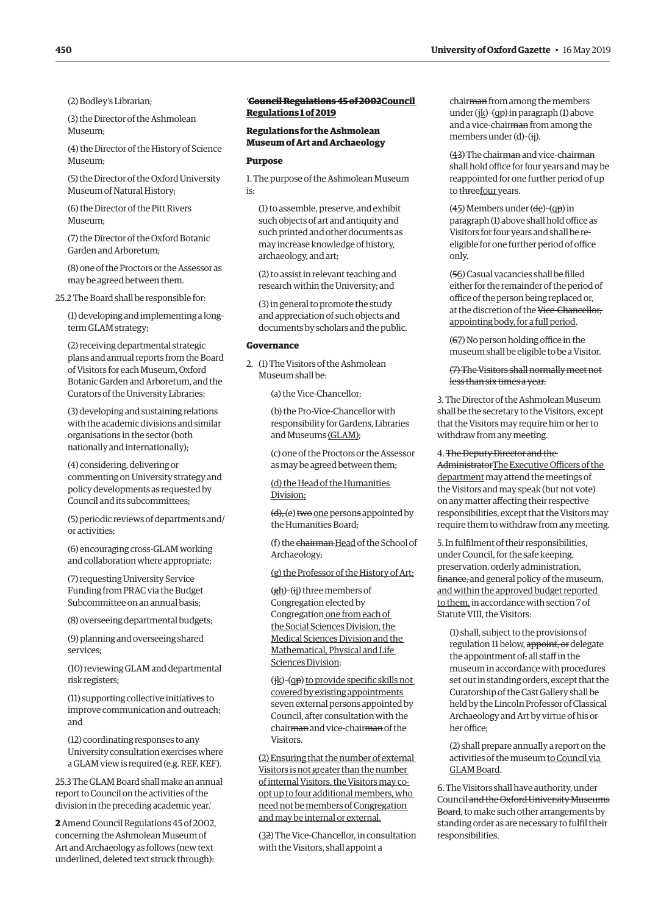(2) Bodley's Librarian;

(3) the Director of the Ashmolean Museum;

(4) the Director of the History of Science Museum;

(5) the Director of the Oxford University Museum of Natural History;

(6) the Director of the Pitt Rivers Museum;

(7) the Director of the Oxford Botanic Garden and Arboretum;

(8) one of the Proctors or the Assessor as may be agreed between them.

25.2 The Board shall be responsible for:

(1) developing and implementing a long-term GLAM strategy;

(2) receiving departmental strategic plans and annual reports from the Board of Visitors for each Museum, Oxford Botanic Garden and Arboretum, and the Curators of the University Libraries;

(3) developing and sustaining relations with the academic divisions and similar organisations in the sector (both nationally and internationally);

(4) considering, delivering or commenting on University strategy and policy developments as requested by Council and its subcommittees;

(5) periodic reviews of departments and/or activities;

(6) encouraging cross-GLAM working and collaboration where appropriate;

(7) requesting University Service Funding from PRAC via the Budget Subcommittee on an annual basis;

(8) overseeing departmental budgets;

(9) planning and overseeing shared services;

(10) reviewing GLAM and departmental risk registers;

(11) supporting collective initiatives to improve communication and outreach; and

(12) coordinating responses to any University consultation exercises where a GLAM view is required (e.g. REF, KEF).

25.3 The GLAM Board shall make an annual report to Council on the activities of the division in the preceding academic year.'

**2** Amend Council Regulations 45 of 2002, concerning the Ashmolean Museum of Art and Archaeology as follows (new text underlined, deleted text struck through):

'~~**Council Regulations 45 of 2002**~~<u>**Council Regulations 1 of 2019**</u>

**Regulations for the Ashmolean Museum of Art and Archaeology**

**Purpose**

1. The purpose of the Ashmolean Museum is:

(1) to assemble, preserve, and exhibit such objects of art and antiquity and such printed and other documents as may increase knowledge of history, archaeology, and art;

(2) to assist in relevant teaching and research within the University; and

(3) in general to promote the study and appreciation of such objects and documents by scholars and the public.

**Governance**

2. (1) The Visitors of the Ashmolean Museum shall be:

(a) the Vice-Chancellor;

(b) the Pro-Vice-Chancellor with responsibility for Gardens, Libraries and Museums <u>(GLAM)</u>;

(c) one of the Proctors or the Assessor as may be agreed between them;

<u>(d) the Head of the Humanities Division;</u>

~~(d),~~ (e) ~~two~~ <u>one</u> person~~s~~ appointed by the Humanities Board;

(f) the ~~chairman~~ <u>Head</u> of the School of Archaeology;

<u>(g) the Professor of the History of Art;</u>

(~~g~~<u>h</u>)–(~~i~~<u>j</u>) three members of Congregation elected by Congregation <u>one from each of the Social Sciences Division, the Medical Sciences Division and the Mathematical, Physical and Life Sciences Division</u>;

(~~j~~<u>k</u>)–(~~q~~<u>p</u>) <u>to provide specific skills not covered by existing appointments</u> seven external persons appointed by Council, after consultation with the chair~~man~~ and vice-chair~~man~~ of the Visitors.

<u>(2) Ensuring that the number of external Visitors is not greater than the number of internal Visitors, the Visitors may co-opt up to four additional members, who need not be members of Congregation and may be internal or external.</u>

(<u>3</u>~~2~~) The Vice-Chancellor, in consultation with the Visitors, shall appoint a chair~~man~~ from among the members under (~~j~~<u>k</u>)–(~~q~~<u>p</u>) in paragraph (1) above and a vice-chair~~man~~ from among the members under (d)–(~~i~~<u>j</u>).

(<u>4</u>~~3~~) The chair~~man~~ and vice-chair~~man~~ shall hold office for four years and may be reappointed for one further period of up to ~~three~~<u>four</u> years.

(~~4~~<u>5</u>) Members under (~~d~~<u>e</u>)–(~~q~~<u>p</u>) in paragraph (1) above shall hold office as Visitors for four years and shall be re-eligible for one further period of office only.

(~~5~~<u>6</u>) Casual vacancies shall be filled either for the remainder of the period of office of the person being replaced or, at the discretion of the ~~Vice-Chancellor,~~ <u>appointing body, for a full period</u>.

(~~6~~<u>7</u>) No person holding office in the museum shall be eligible to be a Visitor.

~~(7) The Visitors shall normally meet not less than six times a year.~~

3. The Director of the Ashmolean Museum shall be the secretary to the Visitors, except that the Visitors may require him or her to withdraw from any meeting.

4. ~~The Deputy Director and the Administrator~~<u>The Executive Officers of the department</u> may attend the meetings of the Visitors and may speak (but not vote) on any matter affecting their respective responsibilities, except that the Visitors may require them to withdraw from any meeting.

5. In fulfilment of their responsibilities, under Council, for the safe keeping, preservation, orderly administration, ~~finance,~~ and general policy of the museum, <u>and within the approved budget reported to them,</u> in accordance with section 7 of Statute VIII, the Visitors:

(1) shall, subject to the provisions of regulation 11 below, ~~appoint, or~~ delegate the appointment of~~;~~ all staff in the museum in accordance with procedures set out in standing orders, except that the Curatorship of the Cast Gallery shall be held by the Lincoln Professor of Classical Archaeology and Art by virtue of his or her office;

(2) shall prepare annually a report on the activities of the museum <u>to Council via GLAM Board</u>.

6. The Visitors shall have authority, under Council ~~and the Oxford University Museums Board~~, to make such other arrangements by standing order as are necessary to fulfil their responsibilities.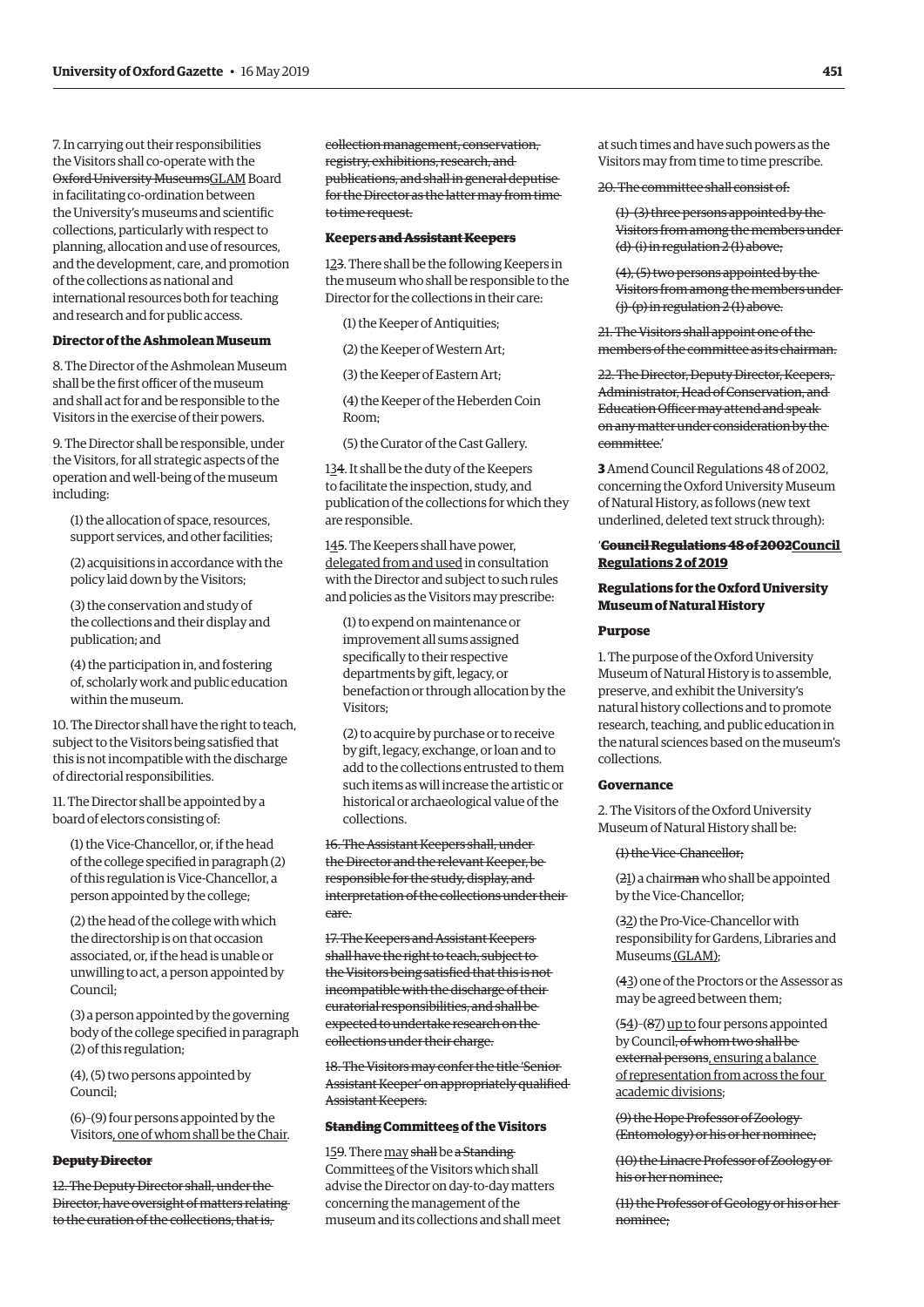7. In carrying out their responsibilities the Visitors shall co-operate with the ~~Oxford University Museums~~<u>GLAM</u> Board in facilitating co-ordination between the University's museums and scientific collections, particularly with respect to planning, allocation and use of resources, and the development, care, and promotion of the collections as national and international resources both for teaching and research and for public access.

**Director of the Ashmolean Museum**

8. The Director of the Ashmolean Museum shall be the first officer of the museum and shall act for and be responsible to the Visitors in the exercise of their powers.

9. The Director shall be responsible, under the Visitors, for all strategic aspects of the operation and well-being of the museum including:

(1) the allocation of space, resources, support services, and other facilities;

(2) acquisitions in accordance with the policy laid down by the Visitors;

(3) the conservation and study of the collections and their display and publication; and

(4) the participation in, and fostering of, scholarly work and public education within the museum.

10. The Director shall have the right to teach, subject to the Visitors being satisfied that this is not incompatible with the discharge of directorial responsibilities.

11. The Director shall be appointed by a board of electors consisting of:

(1) the Vice-Chancellor, or, if the head of the college specified in paragraph (2) of this regulation is Vice-Chancellor, a person appointed by the college;

(2) the head of the college with which the directorship is on that occasion associated, or, if the head is unable or unwilling to act, a person appointed by Council;

(3) a person appointed by the governing body of the college specified in paragraph (2) of this regulation;

(4), (5) two persons appointed by Council;

(6)–(9) four persons appointed by the Visitors<u>, one of whom shall be the Chair</u>.

~~**Deputy Director**~~

~~12. The Deputy Director shall, under the Director, have oversight of matters relating to the curation of the collections, that is, collection management, conservation, registry, exhibitions, research, and publications, and shall in general deputise for the Director as the latter may from time to time request.~~

**Keepers ~~and Assistant Keepers~~**

1~~3~~<u>2</u>. There shall be the following Keepers in the museum who shall be responsible to the Director for the collections in their care:

(1) the Keeper of Antiquities;

(2) the Keeper of Western Art;

(3) the Keeper of Eastern Art;

(4) the Keeper of the Heberden Coin Room;

(5) the Curator of the Cast Gallery.

1~~4~~<u>3</u>. It shall be the duty of the Keepers to facilitate the inspection, study, and publication of the collections for which they are responsible.

1~~5~~<u>4</u>. The Keepers shall have power, <u>delegated from and used</u> in consultation with the Director and subject to such rules and policies as the Visitors may prescribe:

(1) to expend on maintenance or improvement all sums assigned specifically to their respective departments by gift, legacy, or benefaction or through allocation by the Visitors;

(2) to acquire by purchase or to receive by gift, legacy, exchange, or loan and to add to the collections entrusted to them such items as will increase the artistic or historical or archaeological value of the collections.

~~16. The Assistant Keepers shall, under the Director and the relevant Keeper, be responsible for the study, display, and interpretation of the collections under their care.~~

~~17. The Keepers and Assistant Keepers shall have the right to teach, subject to the Visitors being satisfied that this is not incompatible with the discharge of their curatorial responsibilities, and shall be expected to undertake research on the collections under their charge.~~

~~18. The Visitors may confer the title 'Senior Assistant Keeper' on appropriately qualified Assistant Keepers.~~

**~~Standing~~ Committee<u>s</u> of the Visitors**

1~~9~~<u>5</u>. There <u>may</u> ~~shall~~ be ~~a Standing~~ Committee<u>s</u> of the Visitors which shall advise the Director on day-to-day matters concerning the management of the museum and its collections and shall meet at such times and have such powers as the Visitors may from time to time prescribe.

~~20. The committee shall consist of:~~

~~(1)–(3) three persons appointed by the Visitors from among the members under (d)–(i) in regulation 2 (1) above;~~

~~(4), (5) two persons appointed by the Visitors from among the members under (j)–(p) in regulation 2 (1) above.~~

~~21. The Visitors shall appoint one of the members of the committee as its chairman.~~

~~22. The Director, Deputy Director, Keepers, Administrator, Head of Conservation, and Education Officer may attend and speak on any matter under consideration by the committee.~~'

**3** Amend Council Regulations 48 of 2002, concerning the Oxford University Museum of Natural History, as follows (new text underlined, deleted text struck through):

'~~**Council Regulations 48 of 2002**~~<u>**Council Regulations 2 of 2019**</u>

**Regulations for the Oxford University Museum of Natural History**

**Purpose**

1. The purpose of the Oxford University Museum of Natural History is to assemble, preserve, and exhibit the University's natural history collections and to promote research, teaching, and public education in the natural sciences based on the museum's collections.

**Governance**

2. The Visitors of the Oxford University Museum of Natural History shall be:

~~(1) the Vice-Chancellor;~~

(~~2~~<u>1</u>) a chair~~man~~ who shall be appointed by the Vice-Chancellor;

(~~3~~<u>2</u>) the Pro-Vice-Chancellor with responsibility for Gardens, Libraries and Museums<u> (GLAM)</u>;

(~~4~~<u>3</u>) one of the Proctors or the Assessor as may be agreed between them;

(~~5~~<u>4</u>)–(~~8~~<u>7</u>) <u>up to</u> four persons appointed by Council~~, of whom two shall be external persons~~<u>, ensuring a balance of representation from across the four academic divisions</u>;

~~(9) the Hope Professor of Zoology (Entomology) or his or her nominee;~~

~~(10) the Linacre Professor of Zoology or his or her nominee;~~

~~(11) the Professor of Geology or his or her nominee;~~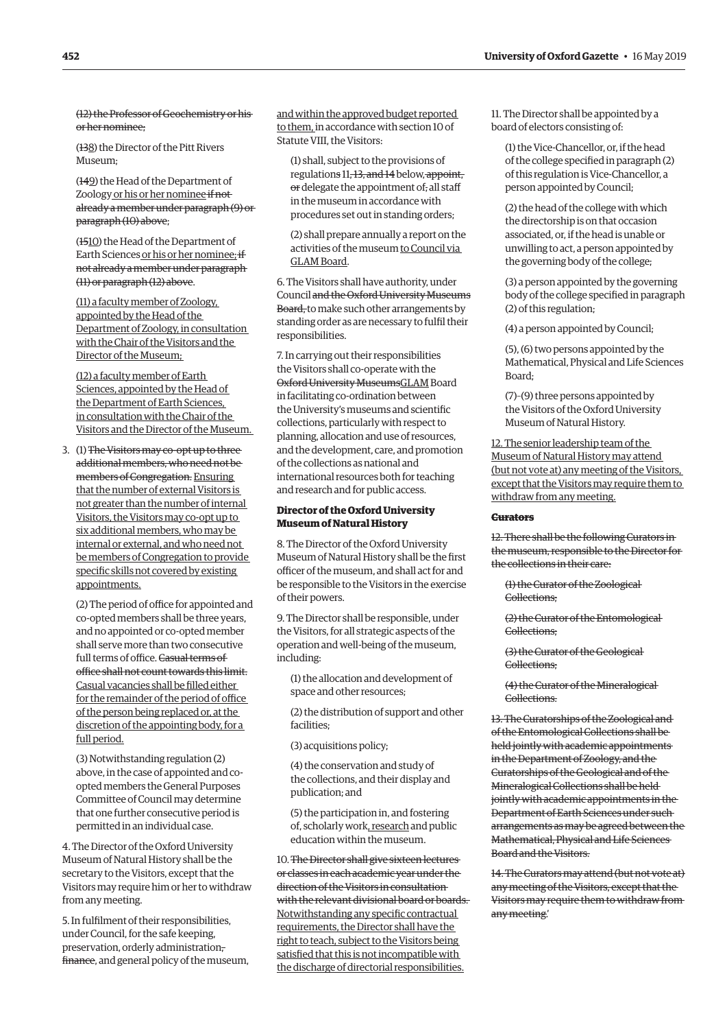~~(12) the Professor of Geochemistry or his or her nominee;~~

(~~13~~8) the Director of the Pitt Rivers Museum;

(~~14~~9) the Head of the Department of Zoology <u>or his or her nominee</u> ~~if not already a member under paragraph (9) or paragraph (10) above~~;

(~~15~~10) the Head of the Department of Earth Sciences <u>or his or her nominee;</u> ~~if not already a member under paragraph (11) or paragraph (12) above~~.

<u>(11) a faculty member of Zoology, appointed by the Head of the Department of Zoology, in consultation with the Chair of the Visitors and the Director of the Museum;</u>

<u>(12) a faculty member of Earth Sciences, appointed by the Head of the Department of Earth Sciences, in consultation with the Chair of the Visitors and the Director of the Museum.</u>

3. (1) ~~The Visitors may co-opt up to three additional members, who need not be members of Congregation.~~ <u>Ensuring that the number of external Visitors is not greater than the number of internal Visitors, the Visitors may co-opt up to six additional members, who may be internal or external, and who need not be members of Congregation to provide specific skills not covered by existing appointments.</u>

(2) The period of office for appointed and co-opted members shall be three years, and no appointed or co-opted member shall serve more than two consecutive full terms of office. ~~Casual terms of office shall not count towards this limit.~~ <u>Casual vacancies shall be filled either for the remainder of the period of office of the person being replaced or, at the discretion of the appointing body, for a full period.</u>

(3) Notwithstanding regulation (2) above, in the case of appointed and co-opted members the General Purposes Committee of Council may determine that one further consecutive period is permitted in an individual case.

4. The Director of the Oxford University Museum of Natural History shall be the secretary to the Visitors, except that the Visitors may require him or her to withdraw from any meeting.

5. In fulfilment of their responsibilities, under Council, for the safe keeping, preservation, orderly administration~~,~~ ~~finance~~, and general policy of the museum, <u>and within the approved budget reported to them,</u> in accordance with section 10 of Statute VIII, the Visitors:

(1) shall, subject to the provisions of regulations 11~~, 13, and 14~~ below, ~~appoint, or~~ delegate the appointment of~~,~~ all staff in the museum in accordance with procedures set out in standing orders;

(2) shall prepare annually a report on the activities of the museum <u>to Council via GLAM Board</u>.

6. The Visitors shall have authority, under Council ~~and the Oxford University Museums Board,~~ to make such other arrangements by standing order as are necessary to fulfil their responsibilities.

7. In carrying out their responsibilities the Visitors shall co-operate with the ~~Oxford University Museums~~<u>GLAM</u> Board in facilitating co-ordination between the University's museums and scientific collections, particularly with respect to planning, allocation and use of resources, and the development, care, and promotion of the collections as national and international resources both for teaching and research and for public access.

**Director of the Oxford University Museum of Natural History**

8. The Director of the Oxford University Museum of Natural History shall be the first officer of the museum, and shall act for and be responsible to the Visitors in the exercise of their powers.

9. The Director shall be responsible, under the Visitors, for all strategic aspects of the operation and well-being of the museum, including:

(1) the allocation and development of space and other resources;

(2) the distribution of support and other facilities;

(3) acquisitions policy;

(4) the conservation and study of the collections, and their display and publication; and

(5) the participation in, and fostering of, scholarly work<u>, research</u> and public education within the museum.

10. ~~The Director shall give sixteen lectures or classes in each academic year under the direction of the Visitors in consultation with the relevant divisional board or boards.~~ <u>Notwithstanding any specific contractual requirements, the Director shall have the right to teach, subject to the Visitors being satisfied that this is not incompatible with the discharge of directorial responsibilities.</u>

11. The Director shall be appointed by a board of electors consisting of:

(1) the Vice-Chancellor, or, if the head of the college specified in paragraph (2) of this regulation is Vice-Chancellor, a person appointed by Council;

(2) the head of the college with which the directorship is on that occasion associated, or, if the head is unable or unwilling to act, a person appointed by the governing body of the college;

(3) a person appointed by the governing body of the college specified in paragraph (2) of this regulation;

(4) a person appointed by Council;

(5), (6) two persons appointed by the Mathematical, Physical and Life Sciences Board;

(7)–(9) three persons appointed by the Visitors of the Oxford University Museum of Natural History.

<u>12. The senior leadership team of the Museum of Natural History may attend (but not vote at) any meeting of the Visitors, except that the Visitors may require them to withdraw from any meeting.</u>

~~**Curators**~~

~~12. There shall be the following Curators in the museum, responsible to the Director for the collections in their care:~~

~~(1) the Curator of the Zoological Collections;~~

~~(2) the Curator of the Entomological Collections;~~

~~(3) the Curator of the Geological Collections;~~

~~(4) the Curator of the Mineralogical Collections.~~

~~13. The Curatorships of the Zoological and of the Entomological Collections shall be held jointly with academic appointments in the Department of Zoology, and the Curatorships of the Geological and of the Mineralogical Collections shall be held jointly with academic appointments in the Department of Earth Sciences under such arrangements as may be agreed between the Mathematical, Physical and Life Sciences Board and the Visitors.~~

~~14. The Curators may attend (but not vote at) any meeting of the Visitors, except that the Visitors may require them to withdraw from any meeting.~~'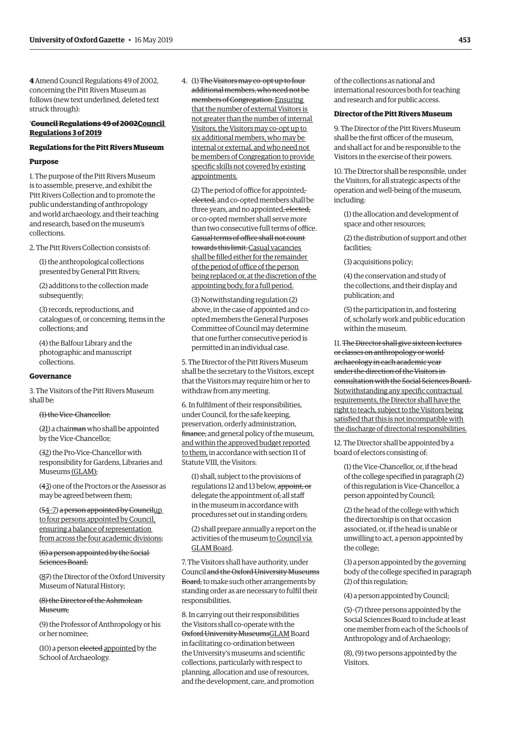**4** Amend Council Regulations 49 of 2002, concerning the Pitt Rivers Museum as follows (new text underlined, deleted text struck through):

'~~**Council Regulations 49 of 2002**~~<u>**Council Regulations 3 of 2019**</u>

**Regulations for the Pitt Rivers Museum**

**Purpose**

1. The purpose of the Pitt Rivers Museum is to assemble, preserve, and exhibit the Pitt Rivers Collection and to promote the public understanding of anthropology and world archaeology, and their teaching and research, based on the museum's collections.

2. The Pitt Rivers Collection consists of:

(1) the anthropological collections presented by General Pitt Rivers;

(2) additions to the collection made subsequently;

(3) records, reproductions, and catalogues of, or concerning, items in the collections; and

(4) the Balfour Library and the photographic and manuscript collections.

**Governance**

3. The Visitors of the Pitt Rivers Museum shall be:

~~(1) the Vice-Chancellor;~~

(~~2~~<u>1</u>) a chair~~man~~ who shall be appointed by the Vice-Chancellor;

(~~3~~<u>2</u>) the Pro-Vice-Chancellor with responsibility for Gardens, Libraries and Museums<u> (GLAM)</u>;

(~~4~~<u>3</u>) one of the Proctors or the Assessor as may be agreed between them;

(~~5~~<u>4–7</u>) ~~a person appointed by Council~~<u>up to four persons appointed by Council, ensuring a balance of representation from across the four academic divisions</u>;

~~(6) a person appointed by the Social Sciences Board;~~

(~~8~~<u>7</u>) the Director of the Oxford University Museum of Natural History;

~~(8) the Director of the Ashmolean Museum;~~

(9) the Professor of Anthropology or his or her nominee;

(10) a person ~~elected~~ <u>appointed</u> by the School of Archaeology.

4. (1) ~~The Visitors may co-opt up to four additional members, who need not be members of Congregation.~~ <u>Ensuring that the number of external Visitors is not greater than the number of internal Visitors, the Visitors may co-opt up to six additional members, who may be internal or external, and who need not be members of Congregation to provide specific skills not covered by existing appointments.</u>

(2) The period of office for appointed~~, elected,~~ and co-opted members shall be three years, and no appointed~~, elected,~~ or co-opted member shall serve more than two consecutive full terms of office. ~~Casual terms of office shall not count towards this limit.~~ <u>Casual vacancies shall be filled either for the remainder of the period of office of the person being replaced or, at the discretion of the appointing body, for a full period.</u>

(3) Notwithstanding regulation (2) above, in the case of appointed and co-opted members the General Purposes Committee of Council may determine that one further consecutive period is permitted in an individual case.

5. The Director of the Pitt Rivers Museum shall be the secretary to the Visitors, except that the Visitors may require him or her to withdraw from any meeting.

6. In fulfilment of their responsibilities, under Council, for the safe keeping, preservation, orderly administration, ~~finance,~~ and general policy of the museum, <u>and within the approved budget reported to them,</u> in accordance with section 11 of Statute VIII, the Visitors:

(1) shall, subject to the provisions of regulations 12 and 13 below, ~~appoint, or~~ delegate the appointment of~~,~~ all staff in the museum in accordance with procedures set out in standing orders;

(2) shall prepare annually a report on the activities of the museum <u>to Council via GLAM Board</u>.

7. The Visitors shall have authority, under Council ~~and the Oxford University Museums Board,~~ to make such other arrangements by standing order as are necessary to fulfil their responsibilities.

8. In carrying out their responsibilities the Visitors shall co-operate with the ~~Oxford University Museums~~<u>GLAM</u> Board in facilitating co-ordination between the University's museums and scientific collections, particularly with respect to planning, allocation and use of resources, and the development, care, and promotion of the collections as national and international resources both for teaching and research and for public access.

**Director of the Pitt Rivers Museum**

9. The Director of the Pitt Rivers Museum shall be the first officer of the museum, and shall act for and be responsible to the Visitors in the exercise of their powers.

10. The Director shall be responsible, under the Visitors, for all strategic aspects of the operation and well-being of the museum, including:

(1) the allocation and development of space and other resources;

(2) the distribution of support and other facilities;

(3) acquisitions policy;

(4) the conservation and study of the collections, and their display and publication; and

(5) the participation in, and fostering of, scholarly work and public education within the museum.

11. ~~The Director shall give sixteen lectures or classes on anthropology or world archaeology in each academic year under the direction of the Visitors in consultation with the Social Sciences Board.~~ <u>Notwithstanding any specific contractual requirements, the Director shall have the right to teach, subject to the Visitors being satisfied that this is not incompatible with the discharge of directorial responsibilities.</u>

12. The Director shall be appointed by a board of electors consisting of:

(1) the Vice-Chancellor, or, if the head of the college specified in paragraph (2) of this regulation is Vice-Chancellor, a person appointed by Council;

(2) the head of the college with which the directorship is on that occasion associated, or, if the head is unable or unwilling to act, a person appointed by the college;

(3) a person appointed by the governing body of the college specified in paragraph (2) of this regulation;

(4) a person appointed by Council;

(5)–(7) three persons appointed by the Social Sciences Board to include at least one member from each of the Schools of Anthropology and of Archaeology;

(8), (9) two persons appointed by the Visitors.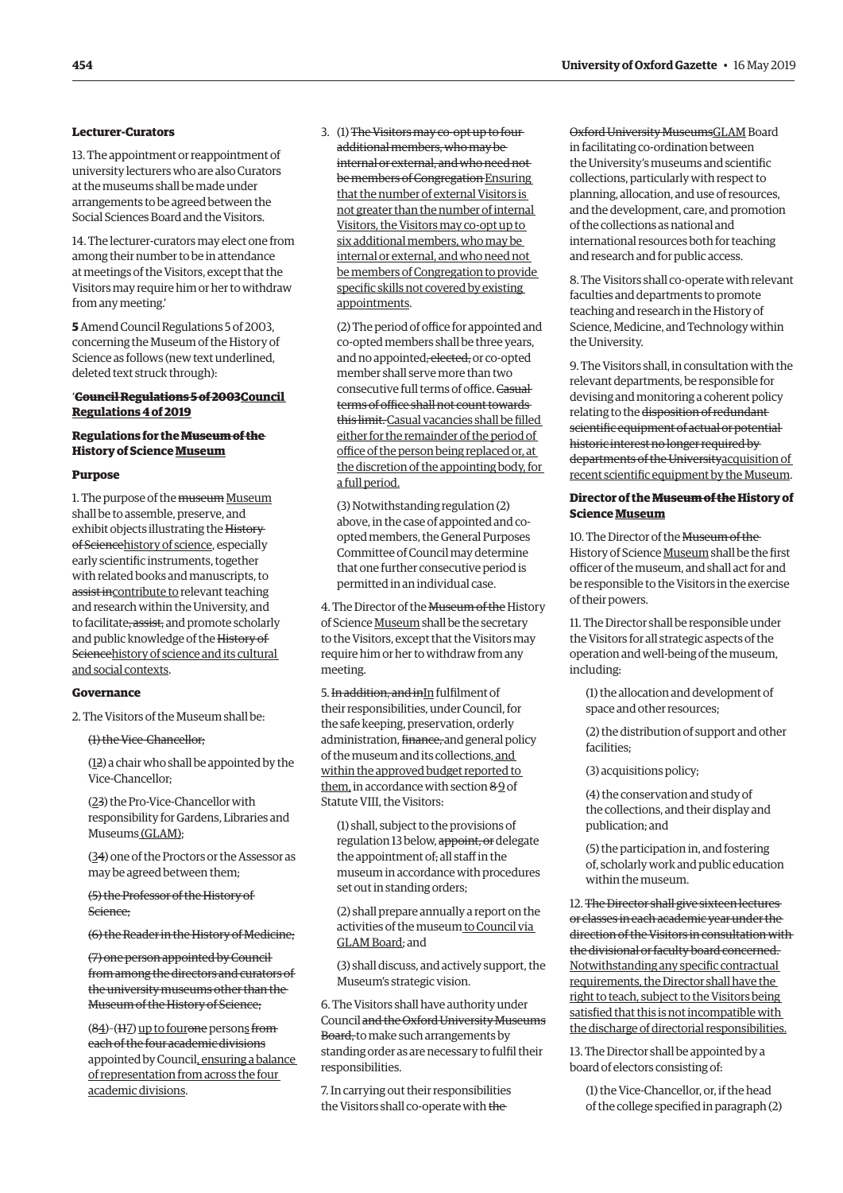**Lecturer-Curators**

13. The appointment or reappointment of university lecturers who are also Curators at the museums shall be made under arrangements to be agreed between the Social Sciences Board and the Visitors.

14. The lecturer-curators may elect one from among their number to be in attendance at meetings of the Visitors, except that the Visitors may require him or her to withdraw from any meeting.'

**5** Amend Council Regulations 5 of 2003, concerning the Museum of the History of Science as follows (new text underlined, deleted text struck through):

'**~~Council Regulations 5 of 2003~~<u>Council Regulations 4 of 2019</u>**

**Regulations for the ~~Museum of the~~ History of Science <u>Museum</u>**

**Purpose**

1. The purpose of the ~~museum~~ <u>Museum</u> shall be to assemble, preserve, and exhibit objects illustrating the ~~History of Science~~<u>history of science</u>, especially early scientific instruments, together with related books and manuscripts, to ~~assist in~~<u>contribute to</u> relevant teaching and research within the University, and to facilitate~~, assist,~~ and promote scholarly and public knowledge of the ~~History of Science~~<u>history of science and its cultural and social contexts</u>.

**Governance**

2. The Visitors of the Museum shall be:

~~(1) the Vice-Chancellor;~~

(~~1~~<u>2</u>) a chair who shall be appointed by the Vice-Chancellor;

(~~2~~<u>3</u>) the Pro-Vice-Chancellor with responsibility for Gardens, Libraries and Museums<u> (GLAM)</u>;

(~~3~~<u>4</u>) one of the Proctors or the Assessor as may be agreed between them;

~~(5) the Professor of the History of Science;~~

~~(6) the Reader in the History of Medicine;~~

~~(7) one person appointed by Council from among the directors and curators of the university museums other than the Museum of the History of Science;~~

(~~8~~<u>4</u>)–(~~11~~<u>7</u>) <u>up to four</u>~~one~~ persons ~~from each of the four academic divisions~~ appointed by Council<u>, ensuring a balance of representation from across the four academic divisions</u>.

3. (1) ~~The Visitors may co-opt up to four additional members, who may be internal or external, and who need not be members of Congregation~~ <u>Ensuring that the number of external Visitors is not greater than the number of internal Visitors, the Visitors may co-opt up to six additional members, who may be internal or external, and who need not be members of Congregation to provide specific skills not covered by existing appointments</u>.

(2) The period of office for appointed and co-opted members shall be three years, and no appointed~~, elected,~~ or co-opted member shall serve more than two consecutive full terms of office. ~~Casual terms of office shall not count towards this limit.~~ <u>Casual vacancies shall be filled either for the remainder of the period of office of the person being replaced or, at the discretion of the appointing body, for a full period.</u>

(3) Notwithstanding regulation (2) above, in the case of appointed and co-opted members, the General Purposes Committee of Council may determine that one further consecutive period is permitted in an individual case.

4. The Director of the ~~Museum of the~~ History of Science <u>Museum</u> shall be the secretary to the Visitors, except that the Visitors may require him or her to withdraw from any meeting.

5. ~~In addition, and in~~<u>In</u> fulfilment of their responsibilities, under Council, for the safe keeping, preservation, orderly administration, ~~finance,~~ and general policy of the museum and its collections<u>, and within the approved budget reported to them,</u> in accordance with section ~~8~~ <u>9</u> of Statute VIII, the Visitors:

(1) shall, subject to the provisions of regulation 13 below, ~~appoint, or~~ delegate the appointment of~~,~~ all staff in the museum in accordance with procedures set out in standing orders;

(2) shall prepare annually a report on the activities of the museum <u>to Council via GLAM Board</u>; and

(3) shall discuss, and actively support, the Museum's strategic vision.

6. The Visitors shall have authority under Council ~~and the Oxford University Museums Board,~~ to make such arrangements by standing order as are necessary to fulfil their responsibilities.

7. In carrying out their responsibilities the Visitors shall co-operate with ~~the Oxford University Museums~~<u>GLAM</u> Board in facilitating co-ordination between the University's museums and scientific collections, particularly with respect to planning, allocation, and use of resources, and the development, care, and promotion of the collections as national and international resources both for teaching and research and for public access.

8. The Visitors shall co-operate with relevant faculties and departments to promote teaching and research in the History of Science, Medicine, and Technology within the University.

9. The Visitors shall, in consultation with the relevant departments, be responsible for devising and monitoring a coherent policy relating to the ~~disposition of redundant scientific equipment of actual or potential historic interest no longer required by departments of the University~~<u>acquisition of recent scientific equipment by the Museum</u>.

**Director of the ~~Museum of the~~ History of Science <u>Museum</u>**

10. The Director of the ~~Museum of the~~ History of Science <u>Museum</u> shall be the first officer of the museum, and shall act for and be responsible to the Visitors in the exercise of their powers.

11. The Director shall be responsible under the Visitors for all strategic aspects of the operation and well-being of the museum, including:

(1) the allocation and development of space and other resources;

(2) the distribution of support and other facilities;

(3) acquisitions policy;

(4) the conservation and study of the collections, and their display and publication; and

(5) the participation in, and fostering of, scholarly work and public education within the museum.

12. ~~The Director shall give sixteen lectures or classes in each academic year under the direction of the Visitors in consultation with the divisional or faculty board concerned.~~ <u>Notwithstanding any specific contractual requirements, the Director shall have the right to teach, subject to the Visitors being satisfied that this is not incompatible with the discharge of directorial responsibilities.</u>

13. The Director shall be appointed by a board of electors consisting of:

(1) the Vice-Chancellor, or, if the head of the college specified in paragraph (2)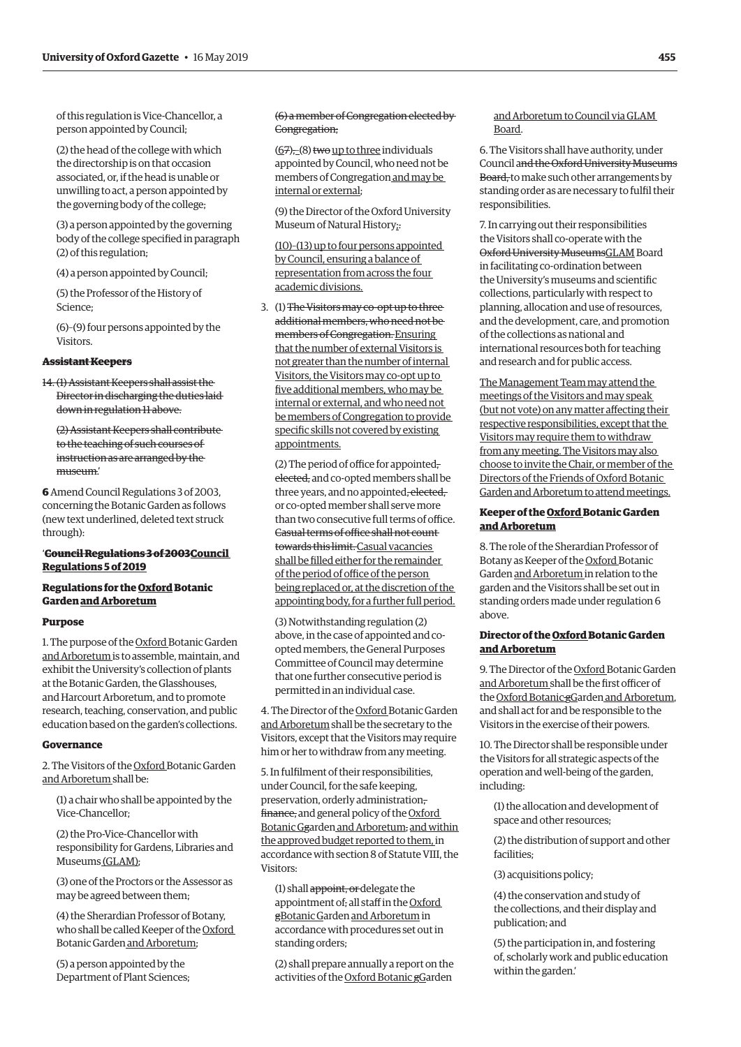of this regulation is Vice-Chancellor, a person appointed by Council;

(2) the head of the college with which the directorship is on that occasion associated, or, if the head is unable or unwilling to act, a person appointed by the governing body of the college;

(3) a person appointed by the governing body of the college specified in paragraph (2) of this regulation;

(4) a person appointed by Council;

(5) the Professor of the History of Science;

(6)–(9) four persons appointed by the Visitors.

**~~Assistant Keepers~~**

~~14. (1) Assistant Keepers shall assist the Director in discharging the duties laid down in regulation 11 above.~~

~~(2) Assistant Keepers shall contribute to the teaching of such courses of instruction as are arranged by the museum.'~~

**6** Amend Council Regulations 3 of 2003, concerning the Botanic Garden as follows (new text underlined, deleted text struck through):

'**~~Council Regulations 3 of 2003~~<u>Council Regulations 5 of 2019</u>**

**Regulations for the <u>Oxford</u> Botanic Garden <u>and Arboretum</u>**

**Purpose**

1. The purpose of the <u>Oxford</u> Botanic Garden <u>and Arboretum</u> is to assemble, maintain, and exhibit the University's collection of plants at the Botanic Garden, the Glasshouses, and Harcourt Arboretum, and to promote research, teaching, conservation, and public education based on the garden's collections.

**Governance**

2. The Visitors of the <u>Oxford</u> Botanic Garden <u>and Arboretum</u> shall be:

(1) a chair who shall be appointed by the Vice-Chancellor;

(2) the Pro-Vice-Chancellor with responsibility for Gardens, Libraries and Museums <u>(GLAM)</u>;

(3) one of the Proctors or the Assessor as may be agreed between them;

(4) the Sherardian Professor of Botany, who shall be called Keeper of the <u>Oxford</u> Botanic Garden <u>and Arboretum</u>;

(5) a person appointed by the Department of Plant Sciences;

~~(6) a member of Congregation elected by Congregation;~~

<u>(6</u>~~7~~<u>)</u>~~,~~–(8) ~~two~~ <u>up to three</u> individuals appointed by Council, who need not be members of Congregation <u>and may be internal or external</u>;

(9) the Director of the Oxford University Museum of Natural History<u>;</u>~~.~~

<u>(10)–(13) up to four persons appointed by Council, ensuring a balance of representation from across the four academic divisions.</u>

3. (1) ~~The Visitors may co-opt up to three additional members, who need not be members of Congregation.~~ <u>Ensuring that the number of external Visitors is not greater than the number of internal Visitors, the Visitors may co-opt up to five additional members, who may be internal or external, and who need not be members of Congregation to provide specific skills not covered by existing appointments.</u>

(2) The period of office for appointed~~, elected,~~ and co-opted members shall be three years, and no appointed~~, elected,~~ or co-opted member shall serve more than two consecutive full terms of office. ~~Casual terms of office shall not count towards this limit.~~ <u>Casual vacancies shall be filled either for the remainder of the period of office of the person being replaced or, at the discretion of the appointing body, for a further full period.</u>

(3) Notwithstanding regulation (2) above, in the case of appointed and co-opted members, the General Purposes Committee of Council may determine that one further consecutive period is permitted in an individual case.

4. The Director of the <u>Oxford</u> Botanic Garden <u>and Arboretum</u> shall be the secretary to the Visitors, except that the Visitors may require him or her to withdraw from any meeting.

5. In fulfilment of their responsibilities, under Council, for the safe keeping, preservation, orderly administration, ~~finance,~~ and general policy of the <u>Oxford</u> Botanic ~~G~~<u>g</u>arden <u>and Arboretum</u>~~;~~ <u>and within the approved budget reported to them,</u> in accordance with section 8 of Statute VIII, the Visitors:

(1) shall ~~appoint, or~~ delegate the appointment of~~,~~ all staff in the <u>Oxford</u> ~~g~~<u>B</u>otanic <u>G</u>arden <u>and Arboretum</u> in accordance with procedures set out in standing orders;

(2) shall prepare annually a report on the activities of the <u>Oxford Botanic</u> ~~g~~<u>G</u>arden <u>and Arboretum to Council via GLAM Board</u>.

6. The Visitors shall have authority, under Council ~~and the Oxford University Museums Board,~~ to make such other arrangements by standing order as are necessary to fulfil their responsibilities.

7. In carrying out their responsibilities the Visitors shall co-operate with the ~~Oxford University Museums~~<u>GLAM</u> Board in facilitating co-ordination between the University's museums and scientific collections, particularly with respect to planning, allocation and use of resources, and the development, care, and promotion of the collections as national and international resources both for teaching and research and for public access.

<u>The Management Team may attend the meetings of the Visitors and may speak (but not vote) on any matter affecting their respective responsibilities, except that the Visitors may require them to withdraw from any meeting. The Visitors may also choose to invite the Chair, or member of the Directors of the Friends of Oxford Botanic Garden and Arboretum to attend meetings.</u>

**Keeper of the <u>Oxford</u> Botanic Garden <u>and Arboretum</u>**

8. The role of the Sherardian Professor of Botany as Keeper of the <u>Oxford</u> Botanic Garden <u>and Arboretum</u> in relation to the garden and the Visitors shall be set out in standing orders made under regulation 6 above.

**Director of the <u>Oxford</u> Botanic Garden <u>and Arboretum</u>**

9. The Director of the <u>Oxford</u> Botanic Garden <u>and Arboretum</u> shall be the first officer of the <u>Oxford Botanic</u> ~~g~~<u>G</u>arden <u>and Arboretum</u>, and shall act for and be responsible to the Visitors in the exercise of their powers.

10. The Director shall be responsible under the Visitors for all strategic aspects of the operation and well-being of the garden, including:

(1) the allocation and development of space and other resources;

(2) the distribution of support and other facilities;

(3) acquisitions policy;

(4) the conservation and study of the collections, and their display and publication; and

(5) the participation in, and fostering of, scholarly work and public education within the garden.'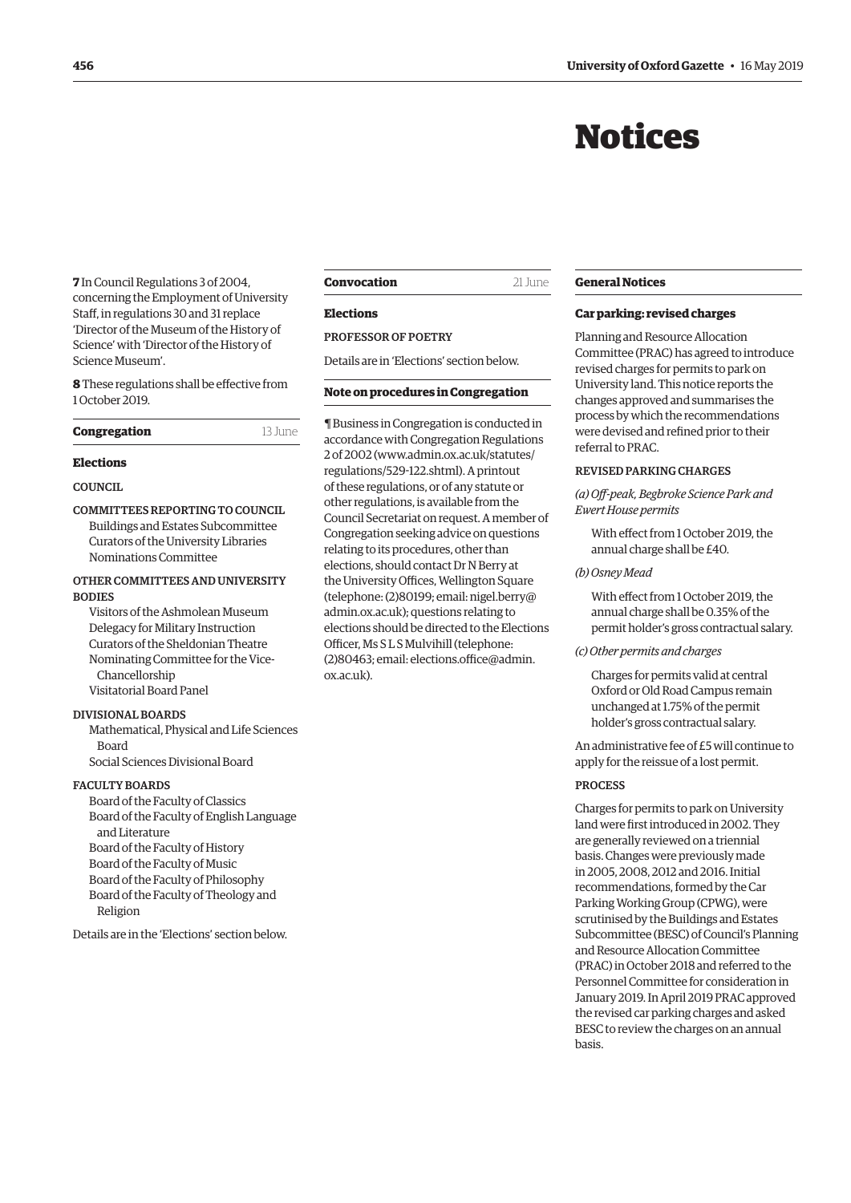# Notices

**7** In Council Regulations 3 of 2004, concerning the Employment of University Staff, in regulations 30 and 31 replace 'Director of the Museum of the History of Science' with 'Director of the History of Science Museum'.

**8** These regulations shall be effective from 1 October 2019.

**Congregation** 13 June

**Elections**

COUNCIL

COMMITTEES REPORTING TO COUNCIL

- Buildings and Estates Subcommittee
- Curators of the University Libraries
- Nominations Committee

OTHER COMMITTEES AND UNIVERSITY BODIES

- Visitors of the Ashmolean Museum
- Delegacy for Military Instruction
- Curators of the Sheldonian Theatre
- Nominating Committee for the Vice-Chancellorship
- Visitatorial Board Panel

DIVISIONAL BOARDS

- Mathematical, Physical and Life Sciences Board
- Social Sciences Divisional Board

FACULTY BOARDS

- Board of the Faculty of Classics
- Board of the Faculty of English Language and Literature
- Board of the Faculty of History
- Board of the Faculty of Music
- Board of the Faculty of Philosophy
- Board of the Faculty of Theology and Religion

Details are in the 'Elections' section below.

**Convocation** 21 June

**Elections**

PROFESSOR OF POETRY

Details are in 'Elections' section below.

**Note on procedures in Congregation**

¶ Business in Congregation is conducted in accordance with Congregation Regulations 2 of 2002 (www.admin.ox.ac.uk/statutes/regulations/529-122.shtml). A printout of these regulations, or of any statute or other regulations, is available from the Council Secretariat on request. A member of Congregation seeking advice on questions relating to its procedures, other than elections, should contact Dr N Berry at the University Offices, Wellington Square (telephone: (2)80199; email: nigel.berry@admin.ox.ac.uk); questions relating to elections should be directed to the Elections Officer, Ms S L S Mulvihill (telephone: (2)80463; email: elections.office@admin.ox.ac.uk).

**General Notices**

**Car parking: revised charges**

Planning and Resource Allocation Committee (PRAC) has agreed to introduce revised charges for permits to park on University land. This notice reports the changes approved and summarises the process by which the recommendations were devised and refined prior to their referral to PRAC.

REVISED PARKING CHARGES

*(a) Off-peak, Begbroke Science Park and Ewert House permits*

With effect from 1 October 2019, the annual charge shall be £40.

*(b) Osney Mead*

With effect from 1 October 2019, the annual charge shall be 0.35% of the permit holder's gross contractual salary.

*(c) Other permits and charges*

Charges for permits valid at central Oxford or Old Road Campus remain unchanged at 1.75% of the permit holder's gross contractual salary.

An administrative fee of £5 will continue to apply for the reissue of a lost permit.

PROCESS

Charges for permits to park on University land were first introduced in 2002. They are generally reviewed on a triennial basis. Changes were previously made in 2005, 2008, 2012 and 2016. Initial recommendations, formed by the Car Parking Working Group (CPWG), were scrutinised by the Buildings and Estates Subcommittee (BESC) of Council's Planning and Resource Allocation Committee (PRAC) in October 2018 and referred to the Personnel Committee for consideration in January 2019. In April 2019 PRAC approved the revised car parking charges and asked BESC to review the charges on an annual basis.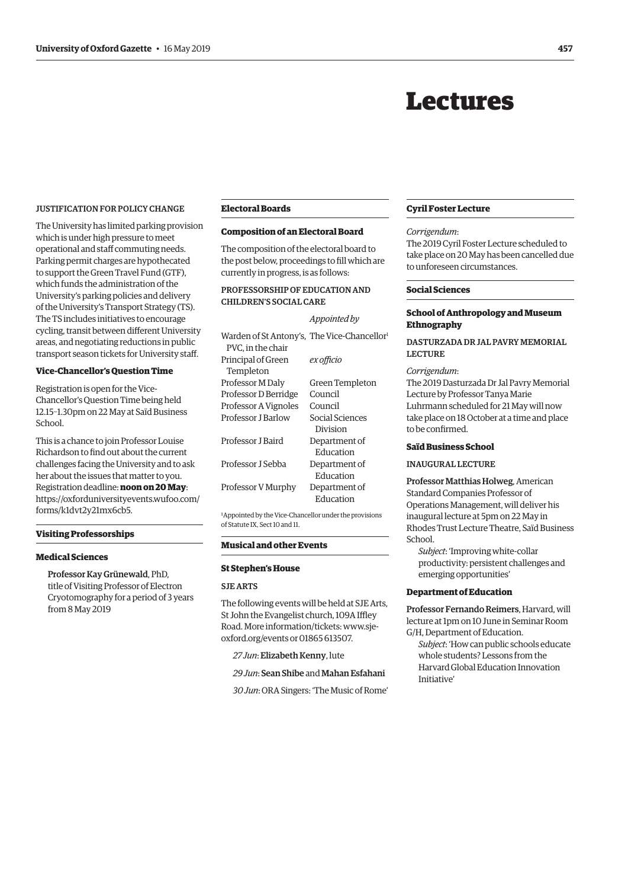# Lectures

JUSTIFICATION FOR POLICY CHANGE

The University has limited parking provision which is under high pressure to meet operational and staff commuting needs. Parking permit charges are hypothecated to support the Green Travel Fund (GTF), which funds the administration of the University's parking policies and delivery of the University's Transport Strategy (TS). The TS includes initiatives to encourage cycling, transit between different University areas, and negotiating reductions in public transport season tickets for University staff.

### Vice-Chancellor's Question Time

Registration is open for the Vice-Chancellor's Question Time being held 12.15–1.30pm on 22 May at Saïd Business School.

This is a chance to join Professor Louise Richardson to find out about the current challenges facing the University and to ask her about the issues that matter to you. Registration deadline: **noon on 20 May**: https://oxforduniversityevents.wufoo.com/forms/k1dvt2y21mx6cb5.

## Visiting Professorships

### Medical Sciences

**Professor Kay Grünewald**, PhD, title of Visiting Professor of Electron Cryotomography for a period of 3 years from 8 May 2019

## Electoral Boards

### Composition of an Electoral Board

The composition of the electoral board to the post below, proceedings to fill which are currently in progress, is as follows:

PROFESSORSHIP OF EDUCATION AND CHILDREN'S SOCIAL CARE

| | *Appointed by* |
|---|---|
| Warden of St Antony's, PVC, in the chair | The Vice-Chancellor[1] |
| Principal of Green Templeton | *ex officio* |
| Professor M Daly | Green Templeton |
| Professor D Berridge | Council |
| Professor A Vignoles | Council |
| Professor J Barlow | Social Sciences Division |
| Professor J Baird | Department of Education |
| Professor J Sebba | Department of Education |
| Professor V Murphy | Department of Education |

[1]Appointed by the Vice-Chancellor under the provisions of Statute IX, Sect 10 and 11.

## Musical and other Events

### St Stephen's House

SJE ARTS

The following events will be held at SJE Arts, St John the Evangelist church, 109A Iffley Road. More information/tickets: www.sje-oxford.org/events or 01865 613507.

*27 Jun*: **Elizabeth Kenny**, lute

*29 Jun*: **Sean Shibe** and **Mahan Esfahani**

*30 Jun*: ORA Singers: 'The Music of Rome'

## Cyril Foster Lecture

*Corrigendum*:

The 2019 Cyril Foster Lecture scheduled to take place on 20 May has been cancelled due to unforeseen circumstances.

## Social Sciences

### School of Anthropology and Museum Ethnography

DASTURZADA DR JAL PAVRY MEMORIAL LECTURE

*Corrigendum*:

The 2019 Dasturzada Dr Jal Pavry Memorial Lecture by Professor Tanya Marie Luhrmann scheduled for 21 May will now take place on 18 October at a time and place to be confirmed.

### Saïd Business School

INAUGURAL LECTURE

**Professor Matthias Holweg**, American Standard Companies Professor of Operations Management, will deliver his inaugural lecture at 5pm on 22 May in Rhodes Trust Lecture Theatre, Saïd Business School.

*Subject*: 'Improving white-collar productivity: persistent challenges and emerging opportunities'

### Department of Education

**Professor Fernando Reimers**, Harvard, will lecture at 1pm on 10 June in Seminar Room G/H, Department of Education.

*Subject*: 'How can public schools educate whole students? Lessons from the Harvard Global Education Innovation Initiative'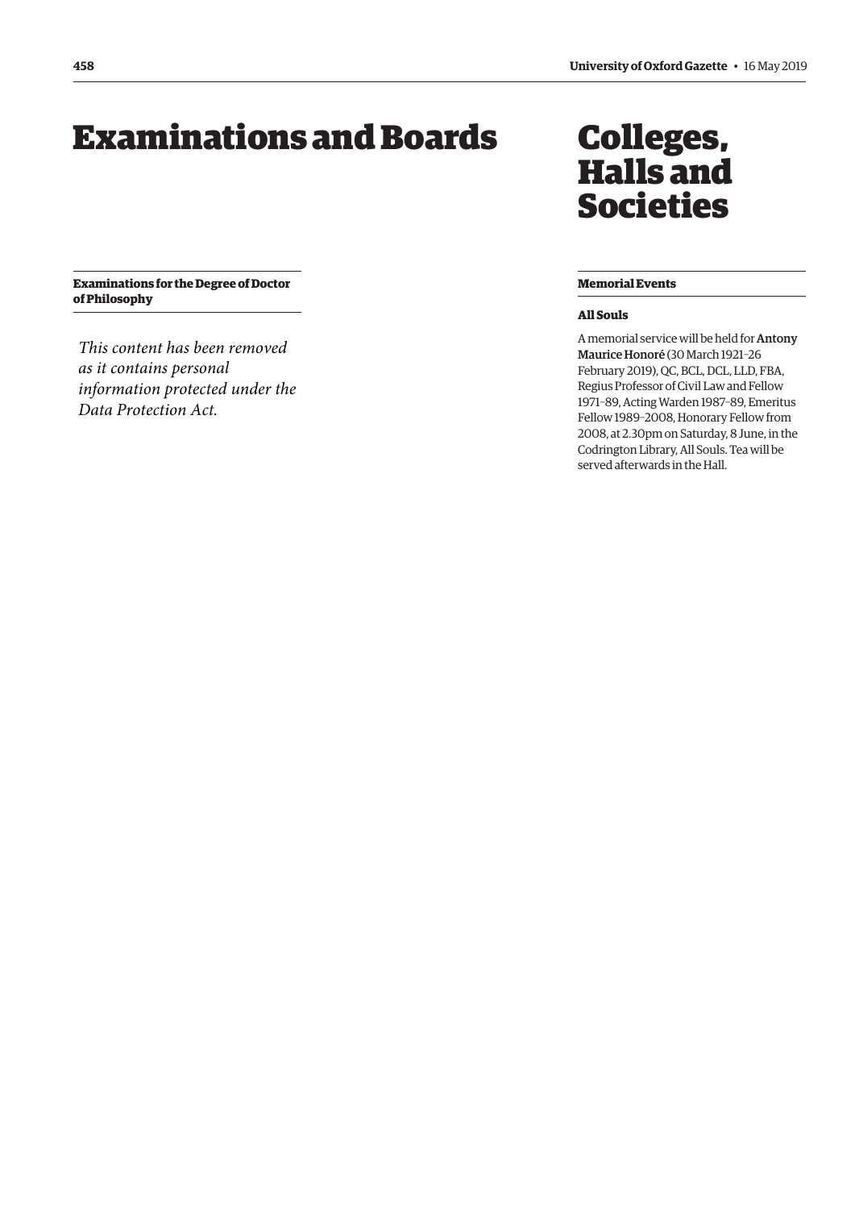# Examinations and Boards

### Examinations for the Degree of Doctor of Philosophy

*This content has been removed as it contains personal information protected under the Data Protection Act.*

# Colleges, Halls and Societies

### Memorial Events

#### All Souls

A memorial service will be held for **Antony Maurice Honoré** (30 March 1921–26 February 2019), QC, BCL, DCL, LLD, FBA, Regius Professor of Civil Law and Fellow 1971–89, Acting Warden 1987–89, Emeritus Fellow 1989–2008, Honorary Fellow from 2008, at 2.30pm on Saturday, 8 June, in the Codrington Library, All Souls. Tea will be served afterwards in the Hall.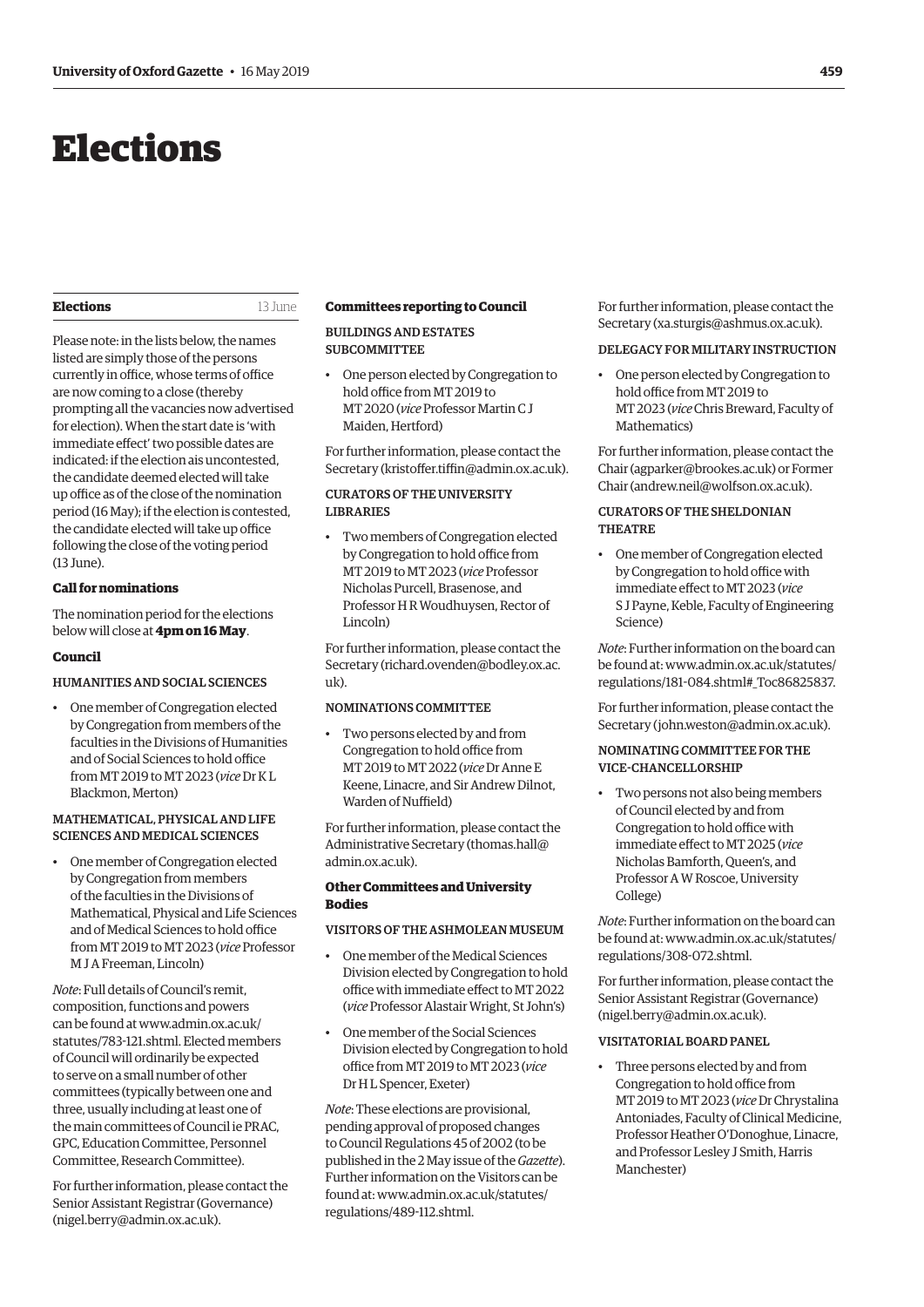# Elections

## Elections

13 June

Please note: in the lists below, the names listed are simply those of the persons currently in office, whose terms of office are now coming to a close (thereby prompting all the vacancies now advertised for election). When the start date is 'with immediate effect' two possible dates are indicated: if the election is uncontested, the candidate deemed elected will take up office as of the close of the nomination period (16 May); if the election is contested, the candidate elected will take up office following the close of the voting period (13 June).

### Call for nominations

The nomination period for the elections below will close at **4pm on 16 May**.

### Council

#### HUMANITIES AND SOCIAL SCIENCES

- One member of Congregation elected by Congregation from members of the faculties in the Divisions of Humanities and of Social Sciences to hold office from MT 2019 to MT 2023 (*vice* Dr K L Blackmon, Merton)

#### MATHEMATICAL, PHYSICAL AND LIFE SCIENCES AND MEDICAL SCIENCES

- One member of Congregation elected by Congregation from members of the faculties in the Divisions of Mathematical, Physical and Life Sciences and of Medical Sciences to hold office from MT 2019 to MT 2023 (*vice* Professor M J A Freeman, Lincoln)

*Note*: Full details of Council's remit, composition, functions and powers can be found at www.admin.ox.ac.uk/statutes/783-121.shtml. Elected members of Council will ordinarily be expected to serve on a small number of other committees (typically between one and three, usually including at least one of the main committees of Council ie PRAC, GPC, Education Committee, Personnel Committee, Research Committee).

For further information, please contact the Senior Assistant Registrar (Governance) (nigel.berry@admin.ox.ac.uk).

### Committees reporting to Council

#### BUILDINGS AND ESTATES SUBCOMMITTEE

- One person elected by Congregation to hold office from MT 2019 to MT 2020 (*vice* Professor Martin C J Maiden, Hertford)

For further information, please contact the Secretary (kristoffer.tiffin@admin.ox.ac.uk).

#### CURATORS OF THE UNIVERSITY LIBRARIES

- Two members of Congregation elected by Congregation to hold office from MT 2019 to MT 2023 (*vice* Professor Nicholas Purcell, Brasenose, and Professor H R Woudhuysen, Rector of Lincoln)

For further information, please contact the Secretary (richard.ovenden@bodley.ox.ac.uk).

#### NOMINATIONS COMMITTEE

- Two persons elected by and from Congregation to hold office from MT 2019 to MT 2022 (*vice* Dr Anne E Keene, Linacre, and Sir Andrew Dilnot, Warden of Nuffield)

For further information, please contact the Administrative Secretary (thomas.hall@admin.ox.ac.uk).

### Other Committees and University Bodies

#### VISITORS OF THE ASHMOLEAN MUSEUM

- One member of the Medical Sciences Division elected by Congregation to hold office with immediate effect to MT 2022 (*vice* Professor Alastair Wright, St John's)
- One member of the Social Sciences Division elected by Congregation to hold office from MT 2019 to MT 2023 (*vice* Dr H L Spencer, Exeter)

*Note*: These elections are provisional, pending approval of proposed changes to Council Regulations 45 of 2002 (to be published in the 2 May issue of the *Gazette*). Further information on the Visitors can be found at: www.admin.ox.ac.uk/statutes/regulations/489-112.shtml.

For further information, please contact the Secretary (xa.sturgis@ashmus.ox.ac.uk).

#### DELEGACY FOR MILITARY INSTRUCTION

- One person elected by Congregation to hold office from MT 2019 to MT 2023 (*vice* Chris Breward, Faculty of Mathematics)

For further information, please contact the Chair (agparker@brookes.ac.uk) or Former Chair (andrew.neil@wolfson.ox.ac.uk).

#### CURATORS OF THE SHELDONIAN THEATRE

- One member of Congregation elected by Congregation to hold office with immediate effect to MT 2023 (*vice* S J Payne, Keble, Faculty of Engineering Science)

*Note*: Further information on the board can be found at: www.admin.ox.ac.uk/statutes/regulations/181-084.shtml#_Toc86825837.

For further information, please contact the Secretary (john.weston@admin.ox.ac.uk).

#### NOMINATING COMMITTEE FOR THE VICE-CHANCELLORSHIP

- Two persons not also being members of Council elected by and from Congregation to hold office with immediate effect to MT 2025 (*vice* Nicholas Bamforth, Queen's, and Professor A W Roscoe, University College)

*Note*: Further information on the board can be found at: www.admin.ox.ac.uk/statutes/regulations/308-072.shtml.

For further information, please contact the Senior Assistant Registrar (Governance) (nigel.berry@admin.ox.ac.uk).

#### VISITATORIAL BOARD PANEL

- Three persons elected by and from Congregation to hold office from MT 2019 to MT 2023 (*vice* Dr Chrystalina Antoniades, Faculty of Clinical Medicine, Professor Heather O'Donoghue, Linacre, and Professor Lesley J Smith, Harris Manchester)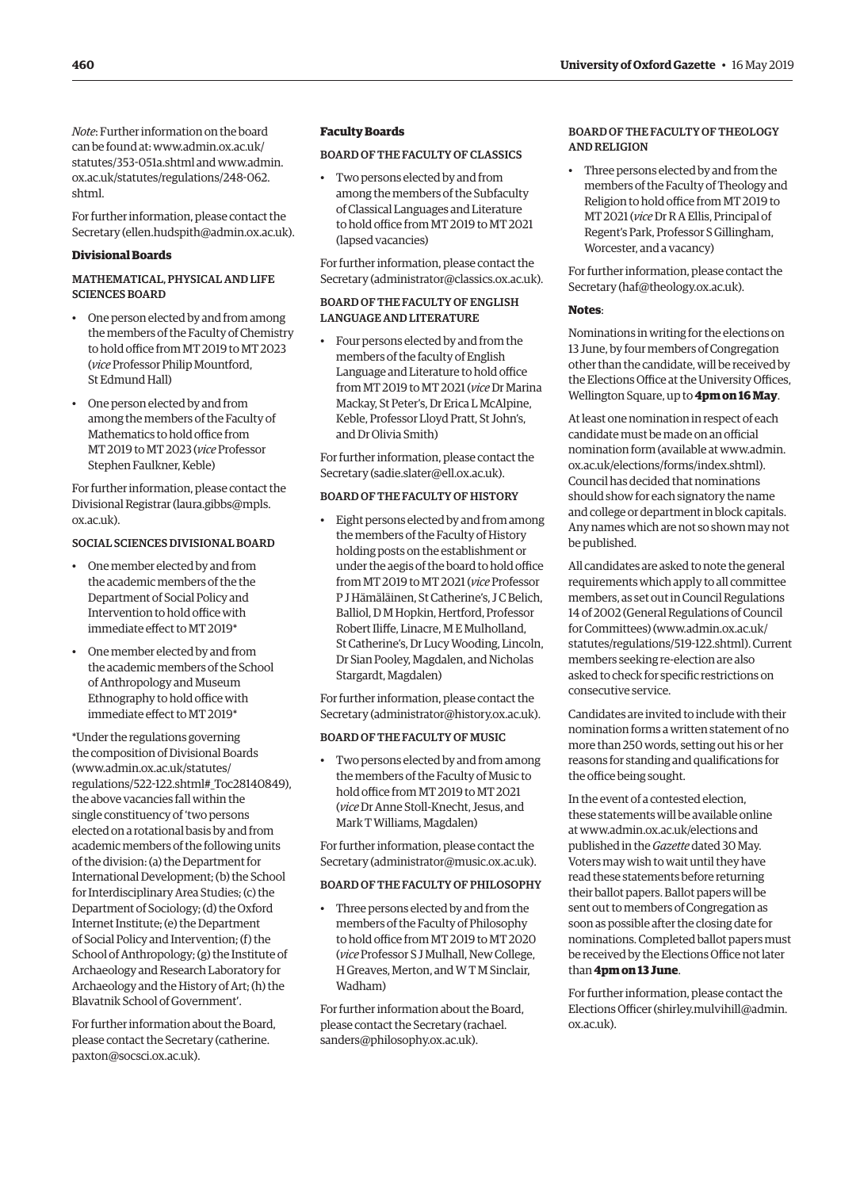*Note*: Further information on the board can be found at: www.admin.ox.ac.uk/statutes/353-051a.shtml and www.admin.ox.ac.uk/statutes/regulations/248-062.shtml.

For further information, please contact the Secretary (ellen.hudspith@admin.ox.ac.uk).

**Divisional Boards**

MATHEMATICAL, PHYSICAL AND LIFE SCIENCES BOARD

- One person elected by and from among the members of the Faculty of Chemistry to hold office from MT 2019 to MT 2023 (*vice* Professor Philip Mountford, St Edmund Hall)
- One person elected by and from among the members of the Faculty of Mathematics to hold office from MT 2019 to MT 2023 (*vice* Professor Stephen Faulkner, Keble)

For further information, please contact the Divisional Registrar (laura.gibbs@mpls.ox.ac.uk).

SOCIAL SCIENCES DIVISIONAL BOARD

- One member elected by and from the academic members of the the Department of Social Policy and Intervention to hold office with immediate effect to MT 2019*
- One member elected by and from the academic members of the School of Anthropology and Museum Ethnography to hold office with immediate effect to MT 2019*

*Under the regulations governing the composition of Divisional Boards (www.admin.ox.ac.uk/statutes/regulations/522-122.shtml#_Toc28140849), the above vacancies fall within the single constituency of 'two persons elected on a rotational basis by and from academic members of the following units of the division: (a) the Department for International Development; (b) the School for Interdisciplinary Area Studies; (c) the Department of Sociology; (d) the Oxford Internet Institute; (e) the Department of Social Policy and Intervention; (f) the School of Anthropology; (g) the Institute of Archaeology and Research Laboratory for Archaeology and the History of Art; (h) the Blavatnik School of Government'.

For further information about the Board, please contact the Secretary (catherine.paxton@socsci.ox.ac.uk).

**Faculty Boards**

BOARD OF THE FACULTY OF CLASSICS

- Two persons elected by and from among the members of the Subfaculty of Classical Languages and Literature to hold office from MT 2019 to MT 2021 (lapsed vacancies)

For further information, please contact the Secretary (administrator@classics.ox.ac.uk).

BOARD OF THE FACULTY OF ENGLISH LANGUAGE AND LITERATURE

- Four persons elected by and from the members of the faculty of English Language and Literature to hold office from MT 2019 to MT 2021 (*vice* Dr Marina Mackay, St Peter's, Dr Erica L McAlpine, Keble, Professor Lloyd Pratt, St John's, and Dr Olivia Smith)

For further information, please contact the Secretary (sadie.slater@ell.ox.ac.uk).

BOARD OF THE FACULTY OF HISTORY

- Eight persons elected by and from among the members of the Faculty of History holding posts on the establishment or under the aegis of the board to hold office from MT 2019 to MT 2021 (*vice* Professor P J Hämäläinen, St Catherine's, J C Belich, Balliol, D M Hopkin, Hertford, Professor Robert Iliffe, Linacre, M E Mulholland, St Catherine's, Dr Lucy Wooding, Lincoln, Dr Sian Pooley, Magdalen, and Nicholas Stargardt, Magdalen)

For further information, please contact the Secretary (administrator@history.ox.ac.uk).

BOARD OF THE FACULTY OF MUSIC

- Two persons elected by and from among the members of the Faculty of Music to hold office from MT 2019 to MT 2021 (*vice* Dr Anne Stoll-Knecht, Jesus, and Mark T Williams, Magdalen)

For further information, please contact the Secretary (administrator@music.ox.ac.uk).

BOARD OF THE FACULTY OF PHILOSOPHY

- Three persons elected by and from the members of the Faculty of Philosophy to hold office from MT 2019 to MT 2020 (*vice* Professor S J Mulhall, New College, H Greaves, Merton, and W T M Sinclair, Wadham)

For further information about the Board, please contact the Secretary (rachael.sanders@philosophy.ox.ac.uk).

BOARD OF THE FACULTY OF THEOLOGY AND RELIGION

- Three persons elected by and from the members of the Faculty of Theology and Religion to hold office from MT 2019 to MT 2021 (*vice* Dr R A Ellis, Principal of Regent's Park, Professor S Gillingham, Worcester, and a vacancy)

For further information, please contact the Secretary (haf@theology.ox.ac.uk).

**Notes**:

Nominations in writing for the elections on 13 June, by four members of Congregation other than the candidate, will be received by the Elections Office at the University Offices, Wellington Square, up to **4pm on 16 May**.

At least one nomination in respect of each candidate must be made on an official nomination form (available at www.admin.ox.ac.uk/elections/forms/index.shtml). Council has decided that nominations should show for each signatory the name and college or department in block capitals. Any names which are not so shown may not be published.

All candidates are asked to note the general requirements which apply to all committee members, as set out in Council Regulations 14 of 2002 (General Regulations of Council for Committees) (www.admin.ox.ac.uk/statutes/regulations/519-122.shtml). Current members seeking re-election are also asked to check for specific restrictions on consecutive service.

Candidates are invited to include with their nomination forms a written statement of no more than 250 words, setting out his or her reasons for standing and qualifications for the office being sought.

In the event of a contested election, these statements will be available online at www.admin.ox.ac.uk/elections and published in the *Gazette* dated 30 May. Voters may wish to wait until they have read these statements before returning their ballot papers. Ballot papers will be sent out to members of Congregation as soon as possible after the closing date for nominations. Completed ballot papers must be received by the Elections Office not later than **4pm on 13 June**.

For further information, please contact the Elections Officer (shirley.mulvihill@admin.ox.ac.uk).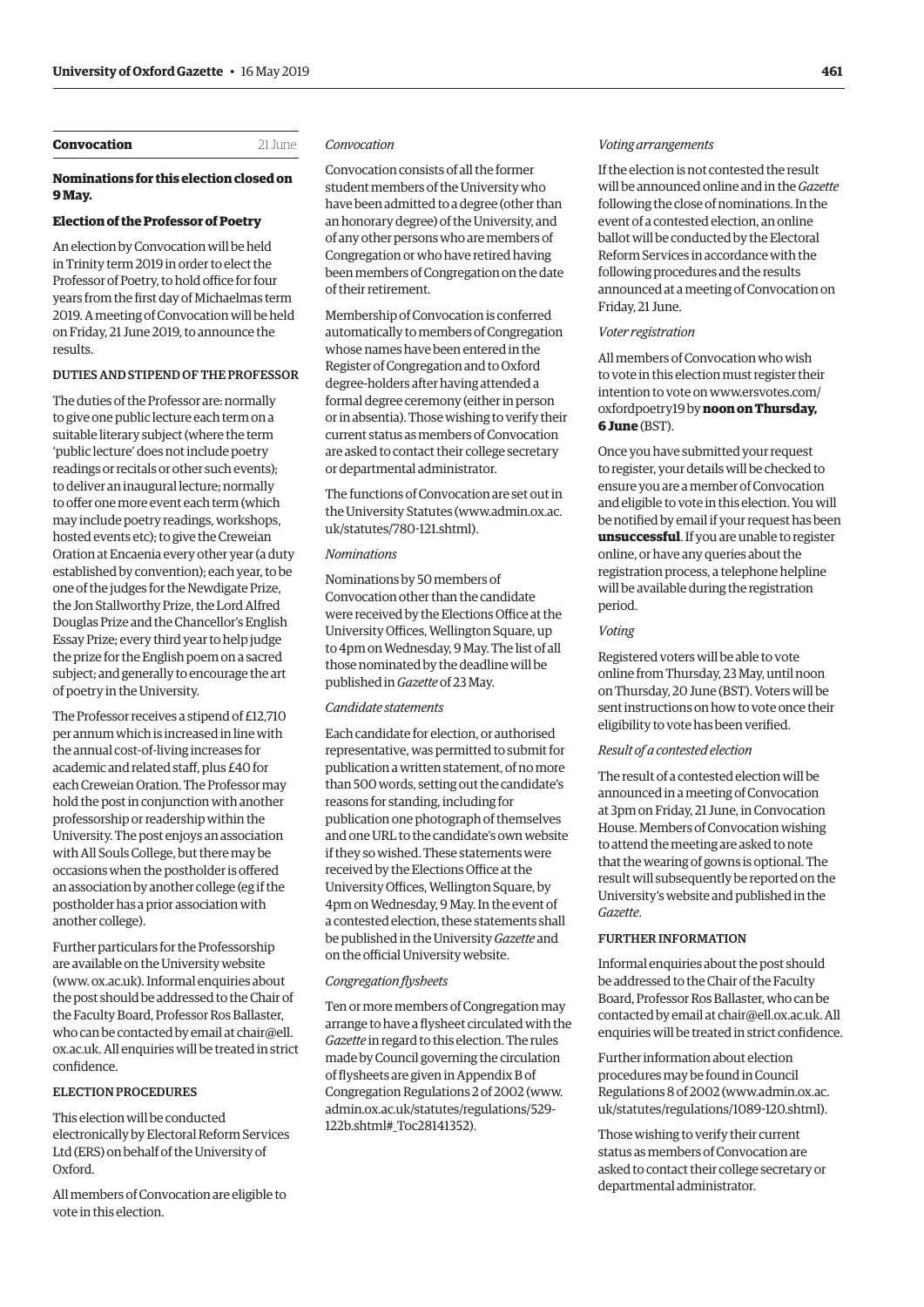## Convocation 21 June

**Nominations for this election closed on 9 May.**

### Election of the Professor of Poetry

An election by Convocation will be held in Trinity term 2019 in order to elect the Professor of Poetry, to hold office for four years from the first day of Michaelmas term 2019. A meeting of Convocation will be held on Friday, 21 June 2019, to announce the results.

#### DUTIES AND STIPEND OF THE PROFESSOR

The duties of the Professor are: normally to give one public lecture each term on a suitable literary subject (where the term 'public lecture' does not include poetry readings or recitals or other such events); to deliver an inaugural lecture; normally to offer one more event each term (which may include poetry readings, workshops, hosted events etc); to give the Creweian Oration at Encaenia every other year (a duty established by convention); each year, to be one of the judges for the Newdigate Prize, the Jon Stallworthy Prize, the Lord Alfred Douglas Prize and the Chancellor's English Essay Prize; every third year to help judge the prize for the English poem on a sacred subject; and generally to encourage the art of poetry in the University.

The Professor receives a stipend of £12,710 per annum which is increased in line with the annual cost-of-living increases for academic and related staff, plus £40 for each Creweian Oration. The Professor may hold the post in conjunction with another professorship or readership within the University. The post enjoys an association with All Souls College, but there may be occasions when the postholder is offered an association by another college (eg if the postholder has a prior association with another college).

Further particulars for the Professorship are available on the University website (www. ox.ac.uk). Informal enquiries about the post should be addressed to the Chair of the Faculty Board, Professor Ros Ballaster, who can be contacted by email at chair@ell. ox.ac.uk. All enquiries will be treated in strict confidence.

#### ELECTION PROCEDURES

This election will be conducted electronically by Electoral Reform Services Ltd (ERS) on behalf of the University of Oxford.

All members of Convocation are eligible to vote in this election.

*Convocation*

Convocation consists of all the former student members of the University who have been admitted to a degree (other than an honorary degree) of the University, and of any other persons who are members of Congregation or who have retired having been members of Congregation on the date of their retirement.

Membership of Convocation is conferred automatically to members of Congregation whose names have been entered in the Register of Congregation and to Oxford degree-holders after having attended a formal degree ceremony (either in person or in absentia). Those wishing to verify their current status as members of Convocation are asked to contact their college secretary or departmental administrator.

The functions of Convocation are set out in the University Statutes (www.admin.ox.ac. uk/statutes/780-121.shtml).

*Nominations*

Nominations by 50 members of Convocation other than the candidate were received by the Elections Office at the University Offices, Wellington Square, up to 4pm on Wednesday, 9 May. The list of all those nominated by the deadline will be published in *Gazette* of 23 May.

*Candidate statements*

Each candidate for election, or authorised representative, was permitted to submit for publication a written statement, of no more than 500 words, setting out the candidate's reasons for standing, including for publication one photograph of themselves and one URL to the candidate's own website if they so wished. These statements were received by the Elections Office at the University Offices, Wellington Square, by 4pm on Wednesday, 9 May. In the event of a contested election, these statements shall be published in the University *Gazette* and on the official University website.

*Congregation flysheets*

Ten or more members of Congregation may arrange to have a flysheet circulated with the *Gazette* in regard to this election. The rules made by Council governing the circulation of flysheets are given in Appendix B of Congregation Regulations 2 of 2002 (www. admin.ox.ac.uk/statutes/regulations/529- 122b.shtml#_Toc28141352).

*Voting arrangements*

If the election is not contested the result will be announced online and in the *Gazette* following the close of nominations. In the event of a contested election, an online ballot will be conducted by the Electoral Reform Services in accordance with the following procedures and the results announced at a meeting of Convocation on Friday, 21 June.

*Voter registration*

All members of Convocation who wish to vote in this election must register their intention to vote on www.ersvotes.com/ oxfordpoetry19 by **noon on Thursday, 6 June** (BST).

Once you have submitted your request to register, your details will be checked to ensure you are a member of Convocation and eligible to vote in this election. You will be notified by email if your request has been **unsuccessful**. If you are unable to register online, or have any queries about the registration process, a telephone helpline will be available during the registration period.

*Voting*

Registered voters will be able to vote online from Thursday, 23 May, until noon on Thursday, 20 June (BST). Voters will be sent instructions on how to vote once their eligibility to vote has been verified.

*Result of a contested election*

The result of a contested election will be announced in a meeting of Convocation at 3pm on Friday, 21 June, in Convocation House. Members of Convocation wishing to attend the meeting are asked to note that the wearing of gowns is optional. The result will subsequently be reported on the University's website and published in the *Gazette*.

#### FURTHER INFORMATION

Informal enquiries about the post should be addressed to the Chair of the Faculty Board, Professor Ros Ballaster, who can be contacted by email at chair@ell.ox.ac.uk. All enquiries will be treated in strict confidence.

Further information about election procedures may be found in Council Regulations 8 of 2002 (www.admin.ox.ac. uk/statutes/regulations/1089-120.shtml).

Those wishing to verify their current status as members of Convocation are asked to contact their college secretary or departmental administrator.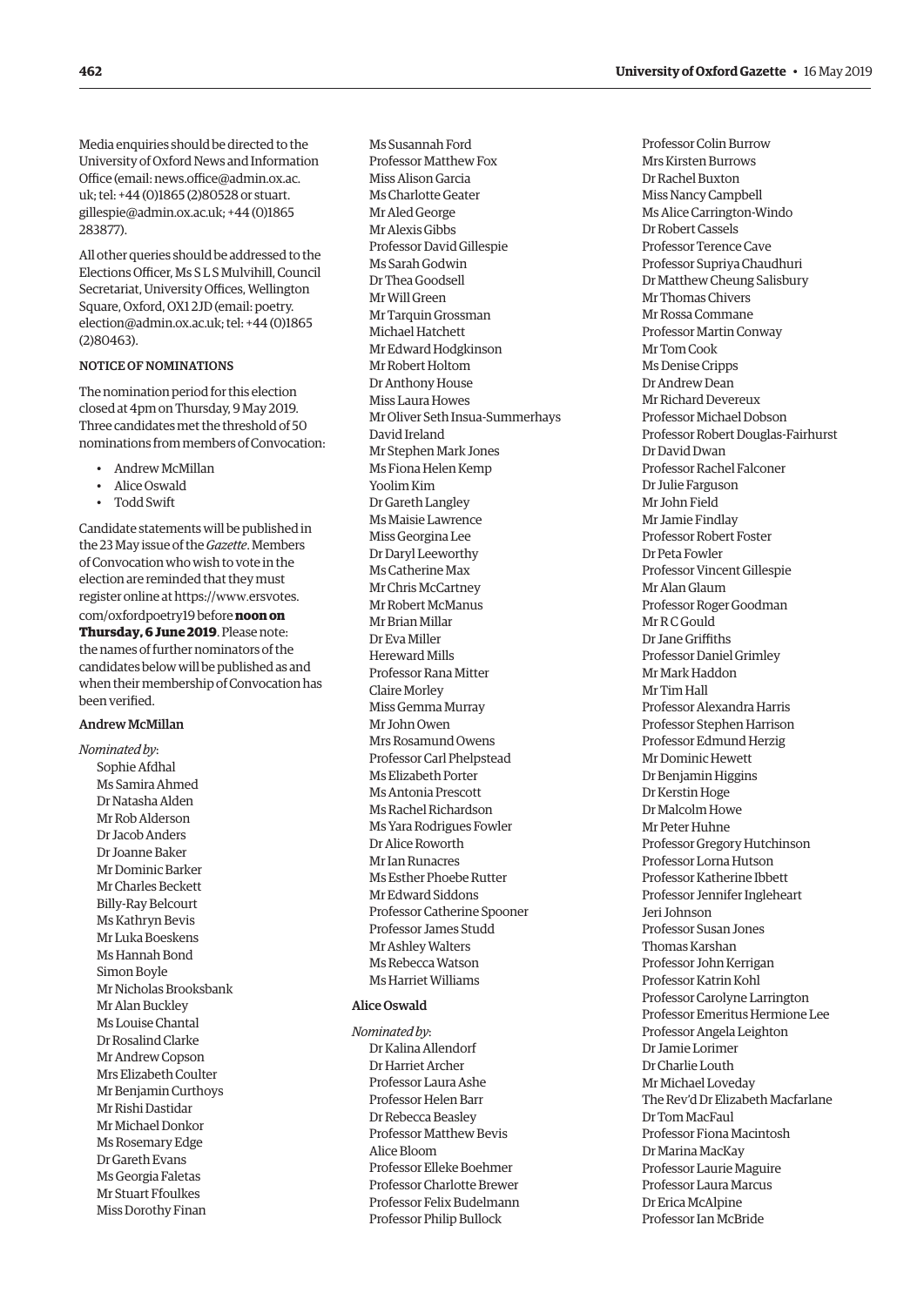Media enquiries should be directed to the University of Oxford News and Information Office (email: news.office@admin.ox.ac.uk; tel: +44 (0)1865 (2)80528 or stuart.gillespie@admin.ox.ac.uk; +44 (0)1865 283877).

All other queries should be addressed to the Elections Officer, Ms S L S Mulvihill, Council Secretariat, University Offices, Wellington Square, Oxford, OX1 2JD (email: poetry.election@admin.ox.ac.uk; tel: +44 (0)1865 (2)80463).

### NOTICE OF NOMINATIONS

The nomination period for this election closed at 4pm on Thursday, 9 May 2019. Three candidates met the threshold of 50 nominations from members of Convocation:

- Andrew McMillan
- Alice Oswald
- Todd Swift

Candidate statements will be published in the 23 May issue of the *Gazette*. Members of Convocation who wish to vote in the election are reminded that they must register online at https://www.ersvotes.com/oxfordpoetry19 before **noon on Thursday, 6 June 2019**. Please note: the names of further nominators of the candidates below will be published as and when their membership of Convocation has been verified.

#### Andrew McMillan

*Nominated by*:

Sophie Afdhal
Ms Samira Ahmed
Dr Natasha Alden
Mr Rob Alderson
Dr Jacob Anders
Dr Joanne Baker
Mr Dominic Barker
Mr Charles Beckett
Billy-Ray Belcourt
Ms Kathryn Bevis
Mr Luka Boeskens
Ms Hannah Bond
Simon Boyle
Mr Nicholas Brooksbank
Mr Alan Buckley
Ms Louise Chantal
Dr Rosalind Clarke
Mr Andrew Copson
Mrs Elizabeth Coulter
Mr Benjamin Curthoys
Mr Rishi Dastidar
Mr Michael Donkor
Ms Rosemary Edge
Dr Gareth Evans
Ms Georgia Faletas
Mr Stuart Ffoulkes
Miss Dorothy Finan
Ms Susannah Ford
Professor Matthew Fox
Miss Alison Garcia
Ms Charlotte Geater
Mr Aled George
Mr Alexis Gibbs
Professor David Gillespie
Ms Sarah Godwin
Dr Thea Goodsell
Mr Will Green
Mr Tarquin Grossman
Michael Hatchett
Mr Edward Hodgkinson
Mr Robert Holtom
Dr Anthony House
Miss Laura Howes
Mr Oliver Seth Insua-Summerhays
David Ireland
Mr Stephen Mark Jones
Ms Fiona Helen Kemp
Yoolim Kim
Dr Gareth Langley
Ms Maisie Lawrence
Miss Georgina Lee
Dr Daryl Leeworthy
Ms Catherine Max
Mr Chris McCartney
Mr Robert McManus
Mr Brian Millar
Dr Eva Miller
Hereward Mills
Professor Rana Mitter
Claire Morley
Miss Gemma Murray
Mr John Owen
Mrs Rosamund Owens
Professor Carl Phelpstead
Ms Elizabeth Porter
Ms Antonia Prescott
Ms Rachel Richardson
Ms Yara Rodrigues Fowler
Dr Alice Roworth
Mr Ian Runacres
Ms Esther Phoebe Rutter
Mr Edward Siddons
Professor Catherine Spooner
Professor James Studd
Mr Ashley Walters
Ms Rebecca Watson
Ms Harriet Williams

#### Alice Oswald

*Nominated by*:

Dr Kalina Allendorf
Dr Harriet Archer
Professor Laura Ashe
Professor Helen Barr
Dr Rebecca Beasley
Professor Matthew Bevis
Alice Bloom
Professor Elleke Boehmer
Professor Charlotte Brewer
Professor Felix Budelmann
Professor Philip Bullock
Professor Colin Burrow
Mrs Kirsten Burrows
Dr Rachel Buxton
Miss Nancy Campbell
Ms Alice Carrington-Windo
Dr Robert Cassels
Professor Terence Cave
Professor Supriya Chaudhuri
Dr Matthew Cheung Salisbury
Mr Thomas Chivers
Mr Rossa Commane
Professor Martin Conway
Mr Tom Cook
Ms Denise Cripps
Dr Andrew Dean
Mr Richard Devereux
Professor Michael Dobson
Professor Robert Douglas-Fairhurst
Dr David Dwan
Professor Rachel Falconer
Dr Julie Farguson
Mr John Field
Mr Jamie Findlay
Professor Robert Foster
Dr Peta Fowler
Professor Vincent Gillespie
Mr Alan Glaum
Professor Roger Goodman
Mr R C Gould
Dr Jane Griffiths
Professor Daniel Grimley
Mr Mark Haddon
Mr Tim Hall
Professor Alexandra Harris
Professor Stephen Harrison
Professor Edmund Herzig
Mr Dominic Hewett
Dr Benjamin Higgins
Dr Kerstin Hoge
Dr Malcolm Howe
Mr Peter Huhne
Professor Gregory Hutchinson
Professor Lorna Hutson
Professor Katherine Ibbett
Professor Jennifer Ingleheart
Jeri Johnson
Professor Susan Jones
Thomas Karshan
Professor John Kerrigan
Professor Katrin Kohl
Professor Carolyne Larrington
Professor Emeritus Hermione Lee
Professor Angela Leighton
Dr Jamie Lorimer
Dr Charlie Louth
Mr Michael Loveday
The Rev'd Dr Elizabeth Macfarlane
Dr Tom MacFaul
Professor Fiona Macintosh
Dr Marina MacKay
Professor Laurie Maguire
Professor Laura Marcus
Dr Erica McAlpine
Professor Ian McBride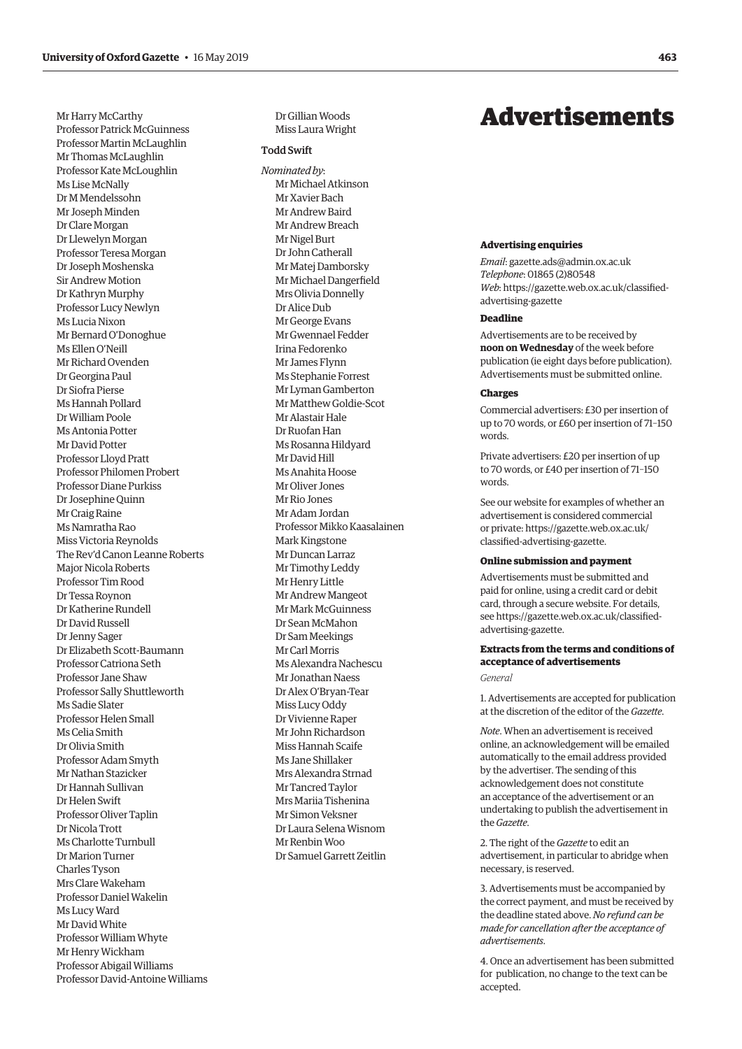Mr Harry McCarthy
Professor Patrick McGuinness
Professor Martin McLaughlin
Mr Thomas McLaughlin
Professor Kate McLoughlin
Ms Lise McNally
Dr M Mendelssohn
Mr Joseph Minden
Dr Clare Morgan
Dr Llewelyn Morgan
Professor Teresa Morgan
Dr Joseph Moshenska
Sir Andrew Motion
Dr Kathryn Murphy
Professor Lucy Newlyn
Ms Lucia Nixon
Mr Bernard O'Donoghue
Ms Ellen O'Neill
Mr Richard Ovenden
Dr Georgina Paul
Dr Siofra Pierse
Ms Hannah Pollard
Dr William Poole
Ms Antonia Potter
Mr David Potter
Professor Lloyd Pratt
Professor Philomen Probert
Professor Diane Purkiss
Dr Josephine Quinn
Mr Craig Raine
Ms Namratha Rao
Miss Victoria Reynolds
The Rev'd Canon Leanne Roberts
Major Nicola Roberts
Professor Tim Rood
Dr Tessa Roynon
Dr Katherine Rundell
Dr David Russell
Dr Jenny Sager
Dr Elizabeth Scott-Baumann
Professor Catriona Seth
Professor Jane Shaw
Professor Sally Shuttleworth
Ms Sadie Slater
Professor Helen Small
Ms Celia Smith
Dr Olivia Smith
Professor Adam Smyth
Mr Nathan Stazicker
Dr Hannah Sullivan
Dr Helen Swift
Professor Oliver Taplin
Dr Nicola Trott
Ms Charlotte Turnbull
Dr Marion Turner
Charles Tyson
Mrs Clare Wakeham
Professor Daniel Wakelin
Ms Lucy Ward
Mr David White
Professor William Whyte
Mr Henry Wickham
Professor Abigail Williams
Professor David-Antoine Williams
Dr Gillian Woods
Miss Laura Wright

### Todd Swift

*Nominated by*:
Mr Michael Atkinson
Mr Xavier Bach
Mr Andrew Baird
Mr Andrew Breach
Mr Nigel Burt
Dr John Catherall
Mr Matej Damborsky
Mr Michael Dangerfield
Mrs Olivia Donnelly
Dr Alice Dub
Mr George Evans
Mr Gwennael Fedder
Irina Fedorenko
Mr James Flynn
Ms Stephanie Forrest
Mr Lyman Gamberton
Mr Matthew Goldie-Scot
Mr Alastair Hale
Dr Ruofan Han
Ms Rosanna Hildyard
Mr David Hill
Ms Anahita Hoose
Mr Oliver Jones
Mr Rio Jones
Mr Adam Jordan
Professor Mikko Kaasalainen
Mark Kingstone
Mr Duncan Larraz
Mr Timothy Leddy
Mr Henry Little
Mr Andrew Mangeot
Mr Mark McGuinness
Dr Sean McMahon
Dr Sam Meekings
Mr Carl Morris
Ms Alexandra Nachescu
Mr Jonathan Naess
Dr Alex O'Bryan-Tear
Miss Lucy Oddy
Dr Vivienne Raper
Mr John Richardson
Miss Hannah Scaife
Ms Jane Shillaker
Mrs Alexandra Strnad
Mr Tancred Taylor
Mrs Mariia Tishenina
Mr Simon Veksner
Dr Laura Selena Wisnom
Mr Renbin Woo
Dr Samuel Garrett Zeitlin

# Advertisements

**Advertising enquiries**

*Email*: gazette.ads@admin.ox.ac.uk
*Telephone*: 01865 (2)80548
*Web*: https://gazette.web.ox.ac.uk/classified-advertising-gazette

**Deadline**

Advertisements are to be received by **noon on Wednesday** of the week before publication (ie eight days before publication). Advertisements must be submitted online.

**Charges**

Commercial advertisers: £30 per insertion of up to 70 words, or £60 per insertion of 71–150 words.

Private advertisers: £20 per insertion of up to 70 words, or £40 per insertion of 71–150 words.

See our website for examples of whether an advertisement is considered commercial or private: https://gazette.web.ox.ac.uk/classified-advertising-gazette.

**Online submission and payment**

Advertisements must be submitted and paid for online, using a credit card or debit card, through a secure website. For details, see https://gazette.web.ox.ac.uk/classified-advertising-gazette.

**Extracts from the terms and conditions of acceptance of advertisements**

*General*

1. Advertisements are accepted for publication at the discretion of the editor of the *Gazette*.

*Note*. When an advertisement is received online, an acknowledgement will be emailed automatically to the email address provided by the advertiser. The sending of this acknowledgement does not constitute an acceptance of the advertisement or an undertaking to publish the advertisement in the *Gazette*.

2. The right of the *Gazette* to edit an advertisement, in particular to abridge when necessary, is reserved.

3. Advertisements must be accompanied by the correct payment, and must be received by the deadline stated above. *No refund can be made for cancellation after the acceptance of advertisements*.

4. Once an advertisement has been submitted for publication, no change to the text can be accepted.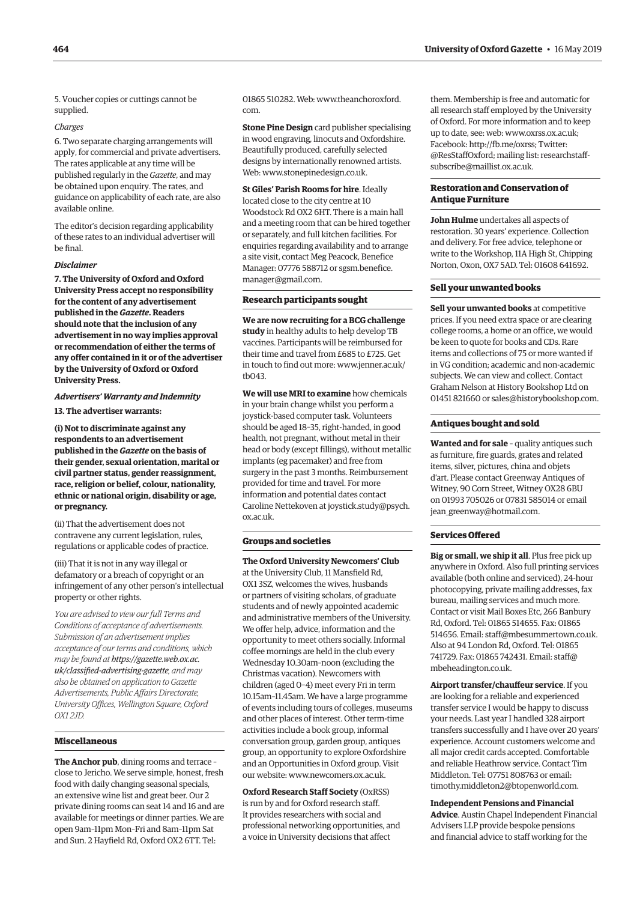5. Voucher copies or cuttings cannot be supplied.

*Charges*

6. Two separate charging arrangements will apply, for commercial and private advertisers. The rates applicable at any time will be published regularly in the *Gazette*, and may be obtained upon enquiry. The rates, and guidance on applicability of each rate, are also available online.

The editor's decision regarding applicability of these rates to an individual advertiser will be final.

***Disclaimer***

**7. The University of Oxford and Oxford University Press accept no responsibility for the content of any advertisement published in the *Gazette*. Readers should note that the inclusion of any advertisement in no way implies approval or recommendation of either the terms of any offer contained in it or of the advertiser by the University of Oxford or Oxford University Press.**

***Advertisers' Warranty and Indemnity***

**13. The advertiser warrants:**

**(i) Not to discriminate against any respondents to an advertisement published in the *Gazette* on the basis of their gender, sexual orientation, marital or civil partner status, gender reassignment, race, religion or belief, colour, nationality, ethnic or national origin, disability or age, or pregnancy.**

(ii) That the advertisement does not contravene any current legislation, rules, regulations or applicable codes of practice.

(iii) That it is not in any way illegal or defamatory or a breach of copyright or an infringement of any other person's intellectual property or other rights.

*You are advised to view our full Terms and Conditions of acceptance of advertisements. Submission of an advertisement implies acceptance of our terms and conditions, which may be found at https://gazette.web.ox.ac.uk/classified-advertising-gazette, and may also be obtained on application to Gazette Advertisements, Public Affairs Directorate, University Offices, Wellington Square, Oxford OX1 2JD.*

### Miscellaneous

**The Anchor pub**, dining rooms and terrace – close to Jericho. We serve simple, honest, fresh food with daily changing seasonal specials, an extensive wine list and great beer. Our 2 private dining rooms can seat 14 and 16 and are available for meetings or dinner parties. We are open 9am–11pm Mon–Fri and 8am–11pm Sat and Sun. 2 Hayfield Rd, Oxford OX2 6TT. Tel: 01865 510282. Web: www.theanchoroxford.com.

**Stone Pine Design** card publisher specialising in wood engraving, linocuts and Oxfordshire. Beautifully produced, carefully selected designs by internationally renowned artists. Web: www.stonepinedesign.co.uk.

**St Giles' Parish Rooms for hire**. Ideally located close to the city centre at 10 Woodstock Rd OX2 6HT. There is a main hall and a meeting room that can be hired together or separately, and full kitchen facilities. For enquiries regarding availability and to arrange a site visit, contact Meg Peacock, Benefice Manager: 07776 588712 or sgsm.benefice.manager@gmail.com.

### Research participants sought

**We are now recruiting for a BCG challenge study** in healthy adults to help develop TB vaccines. Participants will be reimbursed for their time and travel from £685 to £725. Get in touch to find out more: www.jenner.ac.uk/tb043.

**We will use MRI to examine** how chemicals in your brain change whilst you perform a joystick-based computer task. Volunteers should be aged 18–35, right-handed, in good health, not pregnant, without metal in their head or body (except fillings), without metallic implants (eg pacemaker) and free from surgery in the past 3 months. Reimbursement provided for time and travel. For more information and potential dates contact Caroline Nettekoven at joystick.study@psych.ox.ac.uk.

### Groups and societies

**The Oxford University Newcomers' Club** at the University Club, 11 Mansfield Rd, OX1 3SZ, welcomes the wives, husbands or partners of visiting scholars, of graduate students and of newly appointed academic and administrative members of the University. We offer help, advice, information and the opportunity to meet others socially. Informal coffee mornings are held in the club every Wednesday 10.30am–noon (excluding the Christmas vacation). Newcomers with children (aged 0–4) meet every Fri in term 10.15am–11.45am. We have a large programme of events including tours of colleges, museums and other places of interest. Other term-time activities include a book group, informal conversation group, garden group, antiques group, an opportunity to explore Oxfordshire and an Opportunities in Oxford group. Visit our website: www.newcomers.ox.ac.uk.

**Oxford Research Staff Society** (OxRSS) is run by and for Oxford research staff. It provides researchers with social and professional networking opportunities, and a voice in University decisions that affect them. Membership is free and automatic for all research staff employed by the University of Oxford. For more information and to keep up to date, see: web: www.oxrss.ox.ac.uk; Facebook: http://fb.me/oxrss; Twitter: @ResStaffOxford; mailing list: researchstaff-subscribe@maillist.ox.ac.uk.

### Restoration and Conservation of Antique Furniture

**John Hulme** undertakes all aspects of restoration. 30 years' experience. Collection and delivery. For free advice, telephone or write to the Workshop, 11A High St, Chipping Norton, Oxon, OX7 5AD. Tel: 01608 641692.

### Sell your unwanted books

**Sell your unwanted books** at competitive prices. If you need extra space or are clearing college rooms, a home or an office, we would be keen to quote for books and CDs. Rare items and collections of 75 or more wanted if in VG condition; academic and non-academic subjects. We can view and collect. Contact Graham Nelson at History Bookshop Ltd on 01451 821660 or sales@historybookshop.com.

### Antiques bought and sold

**Wanted and for sale** – quality antiques such as furniture, fire guards, grates and related items, silver, pictures, china and objets d'art. Please contact Greenway Antiques of Witney, 90 Corn Street, Witney OX28 6BU on 01993 705026 or 07831 585014 or email jean_greenway@hotmail.com.

### Services Offered

**Big or small, we ship it all**. Plus free pick up anywhere in Oxford. Also full printing services available (both online and serviced), 24-hour photocopying, private mailing addresses, fax bureau, mailing services and much more. Contact or visit Mail Boxes Etc, 266 Banbury Rd, Oxford. Tel: 01865 514655. Fax: 01865 514656. Email: staff@mbesummertown.co.uk. Also at 94 London Rd, Oxford. Tel: 01865 741729. Fax: 01865 742431. Email: staff@mbeheadington.co.uk.

**Airport transfer/chauffeur service**. If you are looking for a reliable and experienced transfer service I would be happy to discuss your needs. Last year I handled 328 airport transfers successfully and I have over 20 years' experience. Account customers welcome and all major credit cards accepted. Comfortable and reliable Heathrow service. Contact Tim Middleton. Tel: 07751 808763 or email: timothy.middleton2@btopenworld.com.

**Independent Pensions and Financial Advice**. Austin Chapel Independent Financial Advisers LLP provide bespoke pensions and financial advice to staff working for the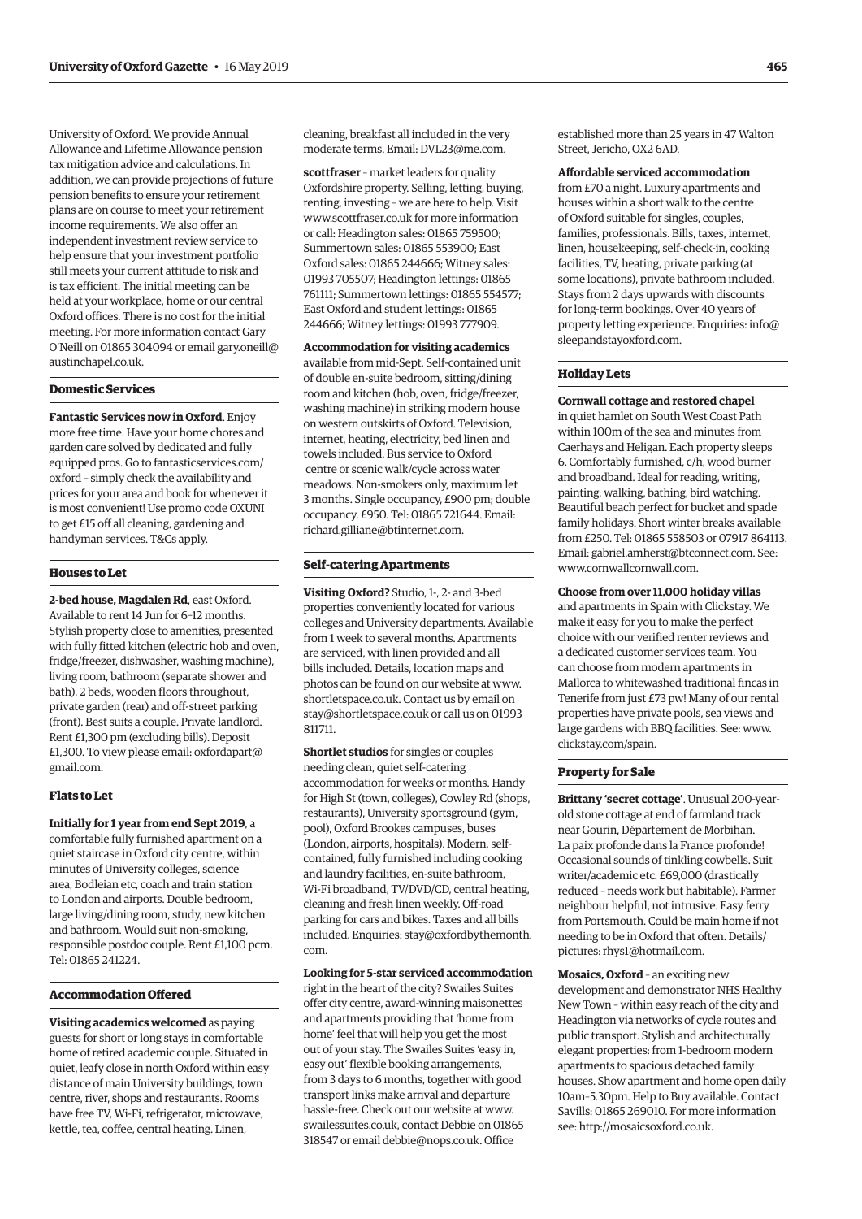University of Oxford. We provide Annual Allowance and Lifetime Allowance pension tax mitigation advice and calculations. In addition, we can provide projections of future pension benefits to ensure your retirement plans are on course to meet your retirement income requirements. We also offer an independent investment review service to help ensure that your investment portfolio still meets your current attitude to risk and is tax efficient. The initial meeting can be held at your workplace, home or our central Oxford offices. There is no cost for the initial meeting. For more information contact Gary O'Neill on 01865 304094 or email gary.oneill@austinchapel.co.uk.

### Domestic Services

**Fantastic Services now in Oxford**. Enjoy more free time. Have your home chores and garden care solved by dedicated and fully equipped pros. Go to fantasticservices.com/oxford – simply check the availability and prices for your area and book for whenever it is most convenient! Use promo code OXUNI to get £15 off all cleaning, gardening and handyman services. T&Cs apply.

### Houses to Let

**2-bed house, Magdalen Rd**, east Oxford. Available to rent 14 Jun for 6–12 months. Stylish property close to amenities, presented with fully fitted kitchen (electric hob and oven, fridge/freezer, dishwasher, washing machine), living room, bathroom (separate shower and bath), 2 beds, wooden floors throughout, private garden (rear) and off-street parking (front). Best suits a couple. Private landlord. Rent £1,300 pm (excluding bills). Deposit £1,300. To view please email: oxfordapart@gmail.com.

### Flats to Let

**Initially for 1 year from end Sept 2019**, a comfortable fully furnished apartment on a quiet staircase in Oxford city centre, within minutes of University colleges, science area, Bodleian etc, coach and train station to London and airports. Double bedroom, large living/dining room, study, new kitchen and bathroom. Would suit non-smoking, responsible postdoc couple. Rent £1,100 pcm. Tel: 01865 241224.

### Accommodation Offered

**Visiting academics welcomed** as paying guests for short or long stays in comfortable home of retired academic couple. Situated in quiet, leafy close in north Oxford within easy distance of main University buildings, town centre, river, shops and restaurants. Rooms have free TV, Wi-Fi, refrigerator, microwave, kettle, tea, coffee, central heating. Linen, cleaning, breakfast all included in the very moderate terms. Email: DVL23@me.com.

**scottfraser** – market leaders for quality Oxfordshire property. Selling, letting, buying, renting, investing – we are here to help. Visit www.scottfraser.co.uk for more information or call: Headington sales: 01865 759500; Summertown sales: 01865 553900; East Oxford sales: 01865 244666; Witney sales: 01993 705507; Headington lettings: 01865 761111; Summertown lettings: 01865 554577; East Oxford and student lettings: 01865 244666; Witney lettings: 01993 777909.

**Accommodation for visiting academics** available from mid-Sept. Self-contained unit of double en-suite bedroom, sitting/dining room and kitchen (hob, oven, fridge/freezer, washing machine) in striking modern house on western outskirts of Oxford. Television, internet, heating, electricity, bed linen and towels included. Bus service to Oxford centre or scenic walk/cycle across water meadows. Non-smokers only, maximum let 3 months. Single occupancy, £900 pm; double occupancy, £950. Tel: 01865 721644. Email: richard.gilliane@btinternet.com.

### Self-catering Apartments

**Visiting Oxford?** Studio, 1-, 2- and 3-bed properties conveniently located for various colleges and University departments. Available from 1 week to several months. Apartments are serviced, with linen provided and all bills included. Details, location maps and photos can be found on our website at www.shortletspace.co.uk. Contact us by email on stay@shortletspace.co.uk or call us on 01993 811711.

**Shortlet studios** for singles or couples needing clean, quiet self-catering accommodation for weeks or months. Handy for High St (town, colleges), Cowley Rd (shops, restaurants), University sportsground (gym, pool), Oxford Brookes campuses, buses (London, airports, hospitals). Modern, self-contained, fully furnished including cooking and laundry facilities, en-suite bathroom, Wi-Fi broadband, TV/DVD/CD, central heating, cleaning and fresh linen weekly. Off-road parking for cars and bikes. Taxes and all bills included. Enquiries: stay@oxfordbythemonth.com.

**Looking for 5-star serviced accommodation** right in the heart of the city? Swailes Suites offer city centre, award-winning maisonettes and apartments providing that 'home from home' feel that will help you get the most out of your stay. The Swailes Suites 'easy in, easy out' flexible booking arrangements, from 3 days to 6 months, together with good transport links make arrival and departure hassle-free. Check out our website at www.swailessuites.co.uk, contact Debbie on 01865 318547 or email debbie@nops.co.uk. Office established more than 25 years in 47 Walton Street, Jericho, OX2 6AD.

**Affordable serviced accommodation** from £70 a night. Luxury apartments and houses within a short walk to the centre of Oxford suitable for singles, couples, families, professionals. Bills, taxes, internet, linen, housekeeping, self-check-in, cooking facilities, TV, heating, private parking (at some locations), private bathroom included. Stays from 2 days upwards with discounts for long-term bookings. Over 40 years of property letting experience. Enquiries: info@sleepandstayoxford.com.

### Holiday Lets

**Cornwall cottage and restored chapel** in quiet hamlet on South West Coast Path within 100m of the sea and minutes from Caerhays and Heligan. Each property sleeps 6. Comfortably furnished, c/h, wood burner and broadband. Ideal for reading, writing, painting, walking, bathing, bird watching. Beautiful beach perfect for bucket and spade family holidays. Short winter breaks available from £250. Tel: 01865 558503 or 07917 864113. Email: gabriel.amherst@btconnect.com. See: www.cornwallcornwall.com.

**Choose from over 11,000 holiday villas** and apartments in Spain with Clickstay. We make it easy for you to make the perfect choice with our verified renter reviews and a dedicated customer services team. You can choose from modern apartments in Mallorca to whitewashed traditional fincas in Tenerife from just £73 pw! Many of our rental properties have private pools, sea views and large gardens with BBQ facilities. See: www.clickstay.com/spain.

### Property for Sale

**Brittany 'secret cottage'**. Unusual 200-year-old stone cottage at end of farmland track near Gourin, Département de Morbihan. La paix profonde dans la France profonde! Occasional sounds of tinkling cowbells. Suit writer/academic etc. £69,000 (drastically reduced – needs work but habitable). Farmer neighbour helpful, not intrusive. Easy ferry from Portsmouth. Could be main home if not needing to be in Oxford that often. Details/pictures: rhys1@hotmail.com.

**Mosaics, Oxford** – an exciting new development and demonstrator NHS Healthy New Town – within easy reach of the city and Headington via networks of cycle routes and public transport. Stylish and architecturally elegant properties: from 1-bedroom modern apartments to spacious detached family houses. Show apartment and home open daily 10am–5.30pm. Help to Buy available. Contact Savills: 01865 269010. For more information see: http://mosaicsoxford.co.uk.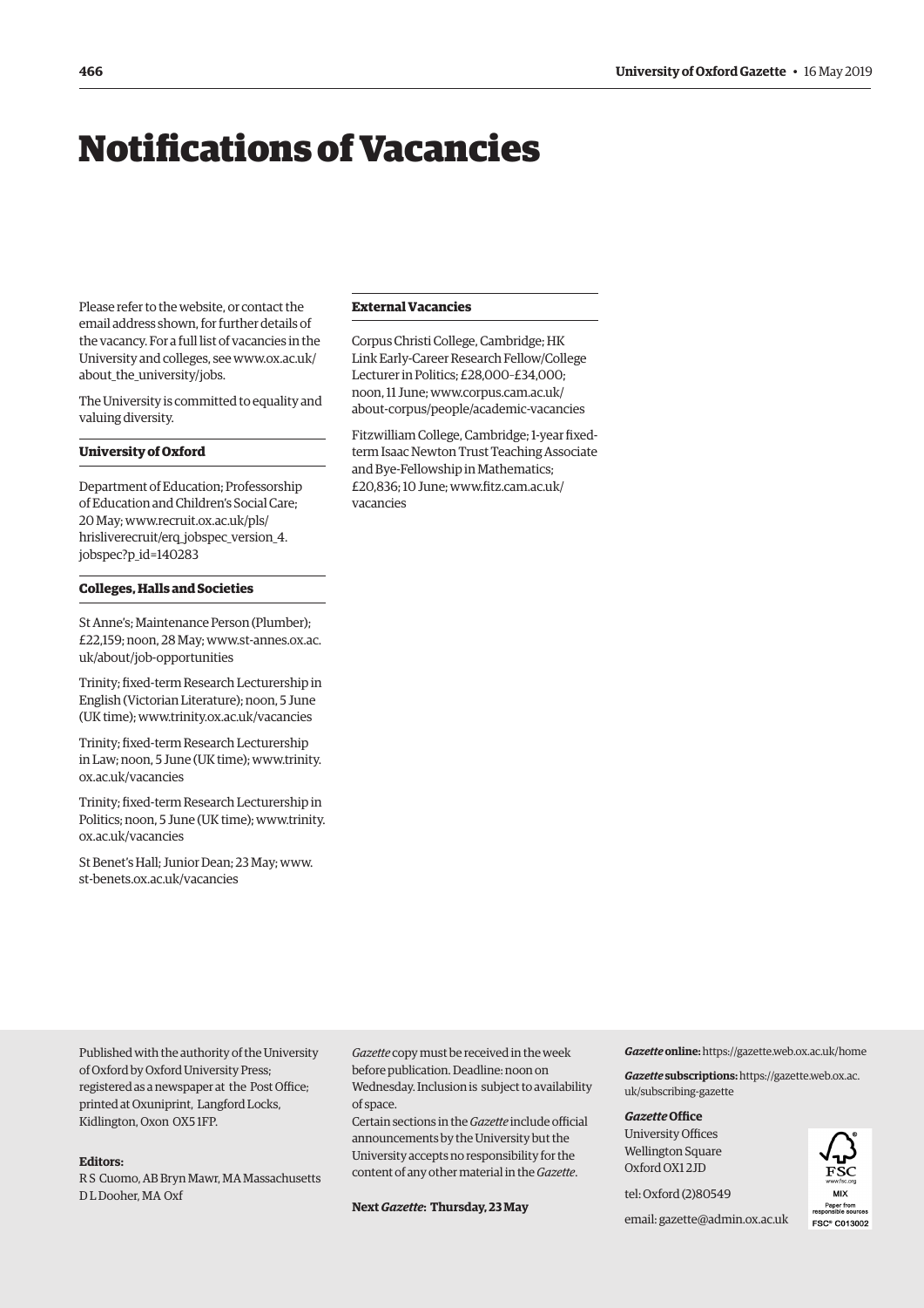# Notifications of Vacancies

Please refer to the website, or contact the email address shown, for further details of the vacancy. For a full list of vacancies in the University and colleges, see www.ox.ac.uk/about_the_university/jobs.

The University is committed to equality and valuing diversity.

### University of Oxford

Department of Education; Professorship of Education and Children's Social Care; 20 May; www.recruit.ox.ac.uk/pls/hrisliverecruit/erq_jobspec_version_4.jobspec?p_id=140283

### Colleges, Halls and Societies

St Anne's; Maintenance Person (Plumber); £22,159; noon, 28 May; www.st-annes.ox.ac.uk/about/job-opportunities

Trinity; fixed-term Research Lecturership in English (Victorian Literature); noon, 5 June (UK time); www.trinity.ox.ac.uk/vacancies

Trinity; fixed-term Research Lecturership in Law; noon, 5 June (UK time); www.trinity.ox.ac.uk/vacancies

Trinity; fixed-term Research Lecturership in Politics; noon, 5 June (UK time); www.trinity.ox.ac.uk/vacancies

St Benet's Hall; Junior Dean; 23 May; www.st-benets.ox.ac.uk/vacancies

### External Vacancies

Corpus Christi College, Cambridge; HK Link Early-Career Research Fellow/College Lecturer in Politics; £28,000–£34,000; noon, 11 June; www.corpus.cam.ac.uk/about-corpus/people/academic-vacancies

Fitzwilliam College, Cambridge; 1-year fixed-term Isaac Newton Trust Teaching Associate and Bye-Fellowship in Mathematics; £20,836; 10 June; www.fitz.cam.ac.uk/vacancies

---

Published with the authority of the University of Oxford by Oxford University Press; registered as a newspaper at the Post Office; printed at Oxuniprint, Langford Locks, Kidlington, Oxon OX5 1FP.

**Editors:**
R S Cuomo, AB Bryn Mawr, MA Massachusetts
D L Dooher, MA Oxf

*Gazette* copy must be received in the week before publication. Deadline: noon on Wednesday. Inclusion is subject to availability of space.
Certain sections in the *Gazette* include official announcements by the University but the University accepts no responsibility for the content of any other material in the *Gazette*.

**Next *Gazette*: Thursday, 23 May**

***Gazette* online:** https://gazette.web.ox.ac.uk/home

***Gazette* subscriptions:** https://gazette.web.ox.ac.uk/subscribing-gazette

***Gazette* Office**
University Offices
Wellington Square
Oxford OX1 2JD

tel: Oxford (2)80549

email: gazette@admin.ox.ac.uk

FSC www.fsc.org MIX Paper from responsible sources FSC® C013002